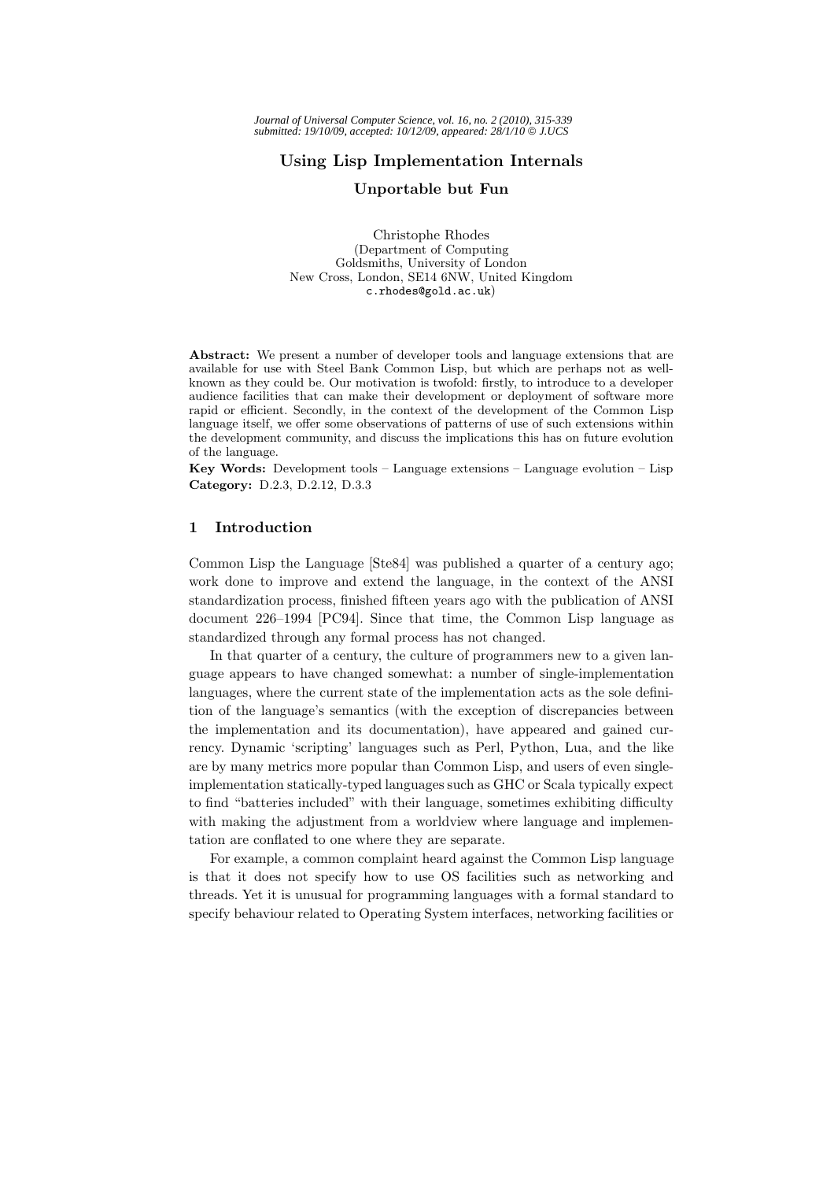*Journal of Universal Computer Science, vol. 16, no. 2 (2010), 315-339*
*submitted: 19/10/09, accepted: 10/12/09, appeared: 28/1/10 © J.UCS*

# Using Lisp Implementation Internals

## Unportable but Fun

Christophe Rhodes
(Department of Computing
Goldsmiths, University of London
New Cross, London, SE14 6NW, United Kingdom
c.rhodes@gold.ac.uk)

**Abstract:** We present a number of developer tools and language extensions that are available for use with Steel Bank Common Lisp, but which are perhaps not as well-known as they could be. Our motivation is twofold: firstly, to introduce to a developer audience facilities that can make their development or deployment of software more rapid or efficient. Secondly, in the context of the development of the Common Lisp language itself, we offer some observations of patterns of use of such extensions within the development community, and discuss the implications this has on future evolution of the language.

**Key Words:** Development tools – Language extensions – Language evolution – Lisp
**Category:** D.2.3, D.2.12, D.3.3

## 1 Introduction

Common Lisp the Language [Ste84] was published a quarter of a century ago; work done to improve and extend the language, in the context of the ANSI standardization process, finished fifteen years ago with the publication of ANSI document 226–1994 [PC94]. Since that time, the Common Lisp language as standardized through any formal process has not changed.

In that quarter of a century, the culture of programmers new to a given language appears to have changed somewhat: a number of single-implementation languages, where the current state of the implementation acts as the sole definition of the language's semantics (with the exception of discrepancies between the implementation and its documentation), have appeared and gained currency. Dynamic 'scripting' languages such as Perl, Python, Lua, and the like are by many metrics more popular than Common Lisp, and users of even single-implementation statically-typed languages such as GHC or Scala typically expect to find "batteries included" with their language, sometimes exhibiting difficulty with making the adjustment from a worldview where language and implementation are conflated to one where they are separate.

For example, a common complaint heard against the Common Lisp language is that it does not specify how to use OS facilities such as networking and threads. Yet it is unusual for programming languages with a formal standard to specify behaviour related to Operating System interfaces, networking facilities or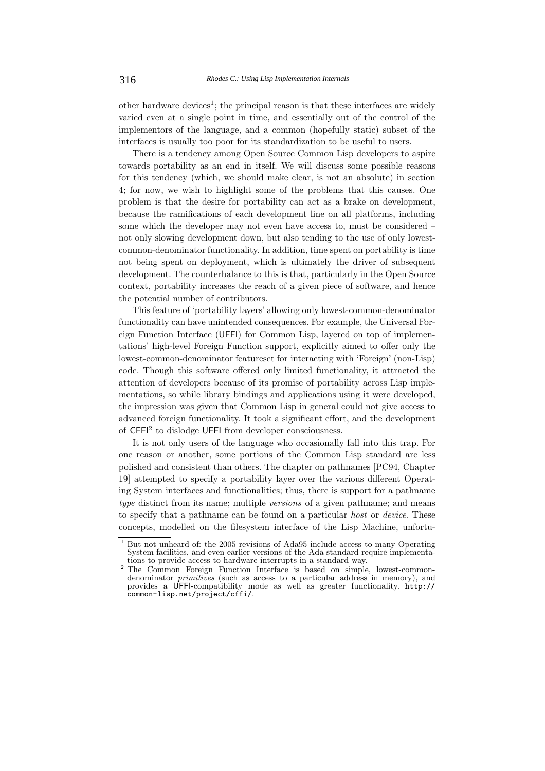other hardware devices[1]; the principal reason is that these interfaces are widely varied even at a single point in time, and essentially out of the control of the implementors of the language, and a common (hopefully static) subset of the interfaces is usually too poor for its standardization to be useful to users.

There is a tendency among Open Source Common Lisp developers to aspire towards portability as an end in itself. We will discuss some possible reasons for this tendency (which, we should make clear, is not an absolute) in section 4; for now, we wish to highlight some of the problems that this causes. One problem is that the desire for portability can act as a brake on development, because the ramifications of each development line on all platforms, including some which the developer may not even have access to, must be considered – not only slowing development down, but also tending to the use of only lowest-common-denominator functionality. In addition, time spent on portability is time not being spent on deployment, which is ultimately the driver of subsequent development. The counterbalance to this is that, particularly in the Open Source context, portability increases the reach of a given piece of software, and hence the potential number of contributors.

This feature of 'portability layers' allowing only lowest-common-denominator functionality can have unintended consequences. For example, the Universal Foreign Function Interface (UFFI) for Common Lisp, layered on top of implementations' high-level Foreign Function support, explicitly aimed to offer only the lowest-common-denominator featureset for interacting with 'Foreign' (non-Lisp) code. Though this software offered only limited functionality, it attracted the attention of developers because of its promise of portability across Lisp implementations, so while library bindings and applications using it were developed, the impression was given that Common Lisp in general could not give access to advanced foreign functionality. It took a significant effort, and the development of CFFI[2] to dislodge UFFI from developer consciousness.

It is not only users of the language who occasionally fall into this trap. For one reason or another, some portions of the Common Lisp standard are less polished and consistent than others. The chapter on pathnames [PC94, Chapter 19] attempted to specify a portability layer over the various different Operating System interfaces and functionalities; thus, there is support for a pathname *type* distinct from its name; multiple *versions* of a given pathname; and means to specify that a pathname can be found on a particular *host* or *device*. These concepts, modelled on the filesystem interface of the Lisp Machine, unfortu-

[1] But not unheard of: the 2005 revisions of Ada95 include access to many Operating System facilities, and even earlier versions of the Ada standard require implementations to provide access to hardware interrupts in a standard way.

[2] The Common Foreign Function Interface is based on simple, lowest-common-denominator *primitives* (such as access to a particular address in memory), and provides a UFFI-compatibility mode as well as greater functionality. `http://common-lisp.net/project/cffi/`.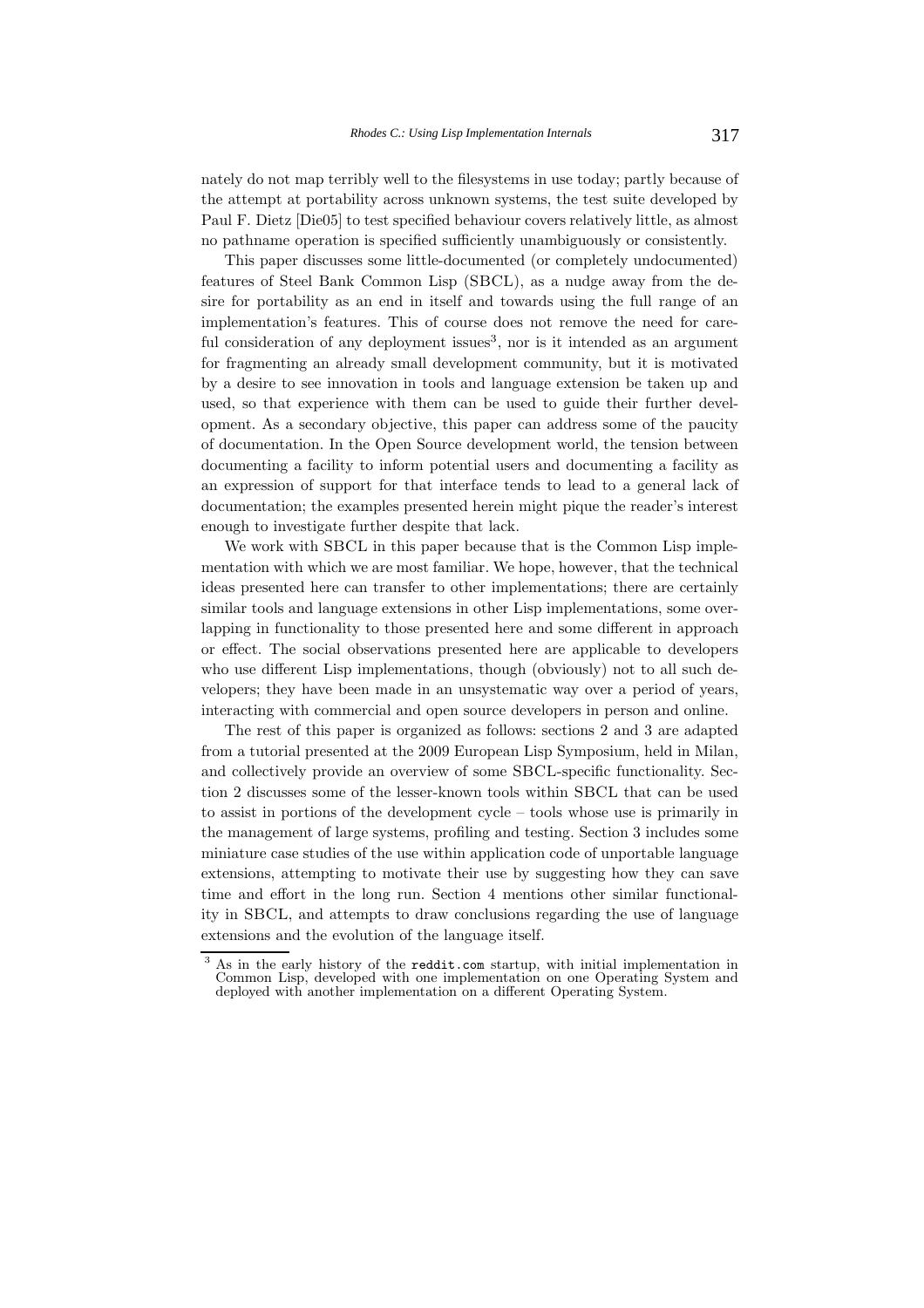nately do not map terribly well to the filesystems in use today; partly because of the attempt at portability across unknown systems, the test suite developed by Paul F. Dietz [Die05] to test specified behaviour covers relatively little, as almost no pathname operation is specified sufficiently unambiguously or consistently.

This paper discusses some little-documented (or completely undocumented) features of Steel Bank Common Lisp (SBCL), as a nudge away from the desire for portability as an end in itself and towards using the full range of an implementation's features. This of course does not remove the need for careful consideration of any deployment issues[3], nor is it intended as an argument for fragmenting an already small development community, but it is motivated by a desire to see innovation in tools and language extension be taken up and used, so that experience with them can be used to guide their further development. As a secondary objective, this paper can address some of the paucity of documentation. In the Open Source development world, the tension between documenting a facility to inform potential users and documenting a facility as an expression of support for that interface tends to lead to a general lack of documentation; the examples presented herein might pique the reader's interest enough to investigate further despite that lack.

We work with SBCL in this paper because that is the Common Lisp implementation with which we are most familiar. We hope, however, that the technical ideas presented here can transfer to other implementations; there are certainly similar tools and language extensions in other Lisp implementations, some overlapping in functionality to those presented here and some different in approach or effect. The social observations presented here are applicable to developers who use different Lisp implementations, though (obviously) not to all such developers; they have been made in an unsystematic way over a period of years, interacting with commercial and open source developers in person and online.

The rest of this paper is organized as follows: sections 2 and 3 are adapted from a tutorial presented at the 2009 European Lisp Symposium, held in Milan, and collectively provide an overview of some SBCL-specific functionality. Section 2 discusses some of the lesser-known tools within SBCL that can be used to assist in portions of the development cycle – tools whose use is primarily in the management of large systems, profiling and testing. Section 3 includes some miniature case studies of the use within application code of unportable language extensions, attempting to motivate their use by suggesting how they can save time and effort in the long run. Section 4 mentions other similar functionality in SBCL, and attempts to draw conclusions regarding the use of language extensions and the evolution of the language itself.

---

[3] As in the early history of the `reddit.com` startup, with initial implementation in Common Lisp, developed with one implementation on one Operating System and deployed with another implementation on a different Operating System.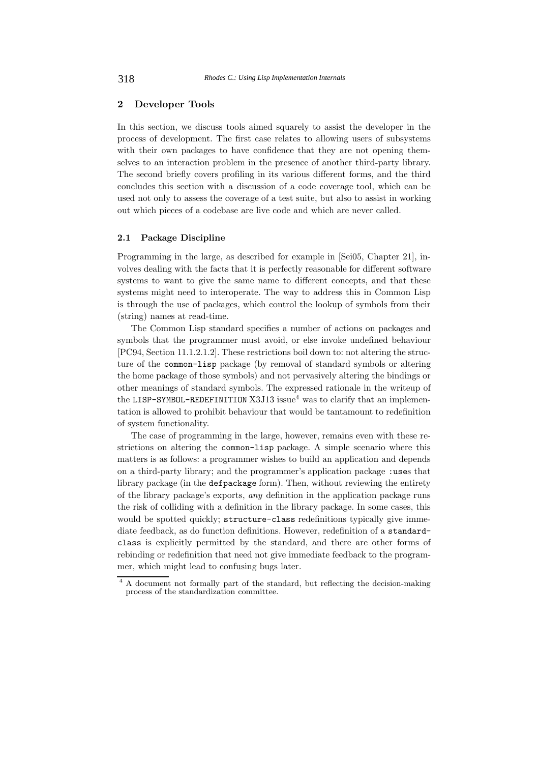## 2 Developer Tools

In this section, we discuss tools aimed squarely to assist the developer in the process of development. The first case relates to allowing users of subsystems with their own packages to have confidence that they are not opening themselves to an interaction problem in the presence of another third-party library. The second briefly covers profiling in its various different forms, and the third concludes this section with a discussion of a code coverage tool, which can be used not only to assess the coverage of a test suite, but also to assist in working out which pieces of a codebase are live code and which are never called.

### 2.1 Package Discipline

Programming in the large, as described for example in [Sei05, Chapter 21], involves dealing with the facts that it is perfectly reasonable for different software systems to want to give the same name to different concepts, and that these systems might need to interoperate. The way to address this in Common Lisp is through the use of packages, which control the lookup of symbols from their (string) names at read-time.

The Common Lisp standard specifies a number of actions on packages and symbols that the programmer must avoid, or else invoke undefined behaviour [PC94, Section 11.1.2.1.2]. These restrictions boil down to: not altering the structure of the `common-lisp` package (by removal of standard symbols or altering the home package of those symbols) and not pervasively altering the bindings or other meanings of standard symbols. The expressed rationale in the writeup of the `LISP-SYMBOL-REDEFINITION` X3J13 issue[4] was to clarify that an implementation is allowed to prohibit behaviour that would be tantamount to redefinition of system functionality.

The case of programming in the large, however, remains even with these restrictions on altering the `common-lisp` package. A simple scenario where this matters is as follows: a programmer wishes to build an application and depends on a third-party library; and the programmer's application package `:use`s that library package (in the `defpackage` form). Then, without reviewing the entirety of the library package's exports, *any* definition in the application package runs the risk of colliding with a definition in the library package. In some cases, this would be spotted quickly; `structure-class` redefinitions typically give immediate feedback, as do function definitions. However, redefinition of a `standard-class` is explicitly permitted by the standard, and there are other forms of rebinding or redefinition that need not give immediate feedback to the programmer, which might lead to confusing bugs later.

[4] A document not formally part of the standard, but reflecting the decision-making process of the standardization committee.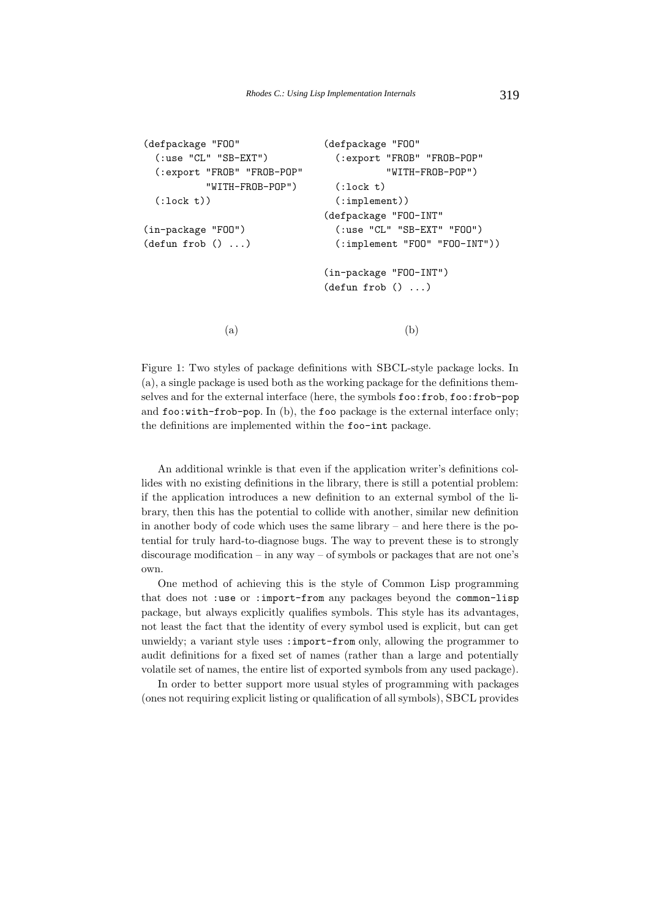```lisp
(defpackage "FOO"
  (:use "CL" "SB-EXT")
  (:export "FROB" "FROB-POP"
           "WITH-FROB-POP")
  (:lock t))

(in-package "FOO")
(defun frob () ...)
```

(a)

```lisp
(defpackage "FOO"
  (:export "FROB" "FROB-POP"
           "WITH-FROB-POP")
  (:lock t)
  (:implement))
(defpackage "FOO-INT"
  (:use "CL" "SB-EXT" "FOO")
  (:implement "FOO" "FOO-INT"))

(in-package "FOO-INT")
(defun frob () ...)
```

(b)

Figure 1: Two styles of package definitions with SBCL-style package locks. In (a), a single package is used both as the working package for the definitions themselves and for the external interface (here, the symbols `foo:frob`, `foo:frob-pop` and `foo:with-frob-pop`. In (b), the `foo` package is the external interface only; the definitions are implemented within the `foo-int` package.

An additional wrinkle is that even if the application writer's definitions collides with no existing definitions in the library, there is still a potential problem: if the application introduces a new definition to an external symbol of the library, then this has the potential to collide with another, similar new definition in another body of code which uses the same library – and here there is the potential for truly hard-to-diagnose bugs. The way to prevent these is to strongly discourage modification – in any way – of symbols or packages that are not one's own.

One method of achieving this is the style of Common Lisp programming that does not `:use` or `:import-from` any packages beyond the `common-lisp` package, but always explicitly qualifies symbols. This style has its advantages, not least the fact that the identity of every symbol used is explicit, but can get unwieldy; a variant style uses `:import-from` only, allowing the programmer to audit definitions for a fixed set of names (rather than a large and potentially volatile set of names, the entire list of exported symbols from any used package).

In order to better support more usual styles of programming with packages (ones not requiring explicit listing or qualification of all symbols), SBCL provides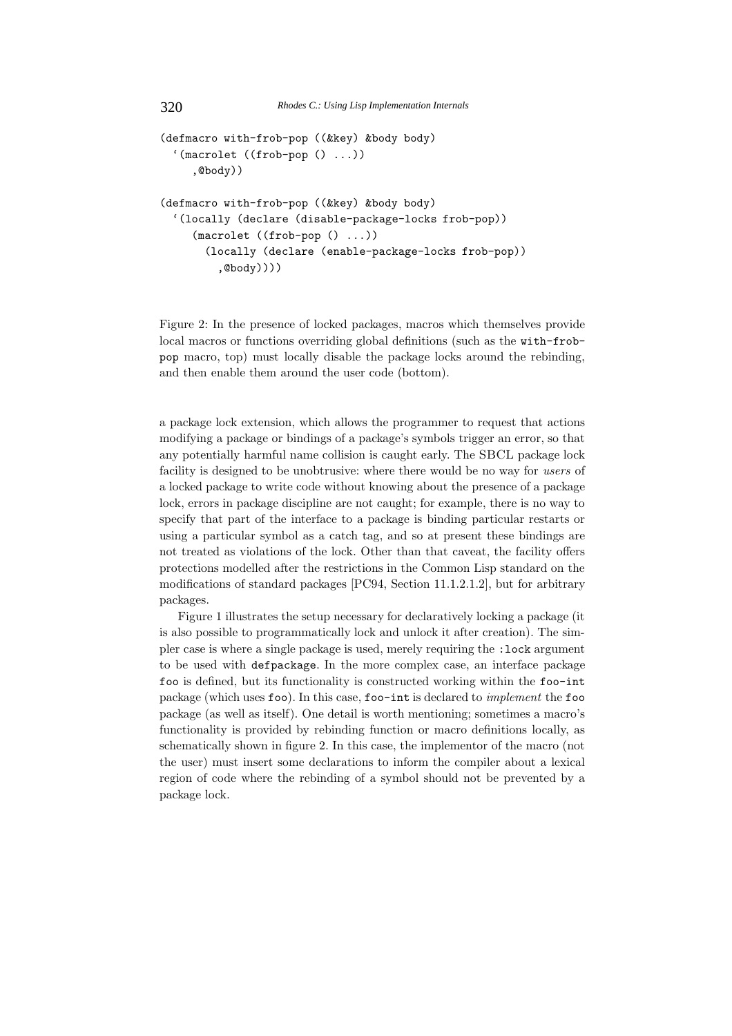```
(defmacro with-frob-pop ((&key) &body body)
  `(macrolet ((frob-pop () ...))
     ,@body))

(defmacro with-frob-pop ((&key) &body body)
  `(locally (declare (disable-package-locks frob-pop))
     (macrolet ((frob-pop () ...))
       (locally (declare (enable-package-locks frob-pop))
         ,@body))))
```

Figure 2: In the presence of locked packages, macros which themselves provide local macros or functions overriding global definitions (such as the `with-frob-pop` macro, top) must locally disable the package locks around the rebinding, and then enable them around the user code (bottom).

a package lock extension, which allows the programmer to request that actions modifying a package or bindings of a package's symbols trigger an error, so that any potentially harmful name collision is caught early. The SBCL package lock facility is designed to be unobtrusive: where there would be no way for *users* of a locked package to write code without knowing about the presence of a package lock, errors in package discipline are not caught; for example, there is no way to specify that part of the interface to a package is binding particular restarts or using a particular symbol as a catch tag, and so at present these bindings are not treated as violations of the lock. Other than that caveat, the facility offers protections modelled after the restrictions in the Common Lisp standard on the modifications of standard packages [PC94, Section 11.1.2.1.2], but for arbitrary packages.

Figure 1 illustrates the setup necessary for declaratively locking a package (it is also possible to programmatically lock and unlock it after creation). The simpler case is where a single package is used, merely requiring the `:lock` argument to be used with `defpackage`. In the more complex case, an interface package `foo` is defined, but its functionality is constructed working within the `foo-int` package (which uses `foo`). In this case, `foo-int` is declared to *implement* the `foo` package (as well as itself). One detail is worth mentioning; sometimes a macro's functionality is provided by rebinding function or macro definitions locally, as schematically shown in figure 2. In this case, the implementor of the macro (not the user) must insert some declarations to inform the compiler about a lexical region of code where the rebinding of a symbol should not be prevented by a package lock.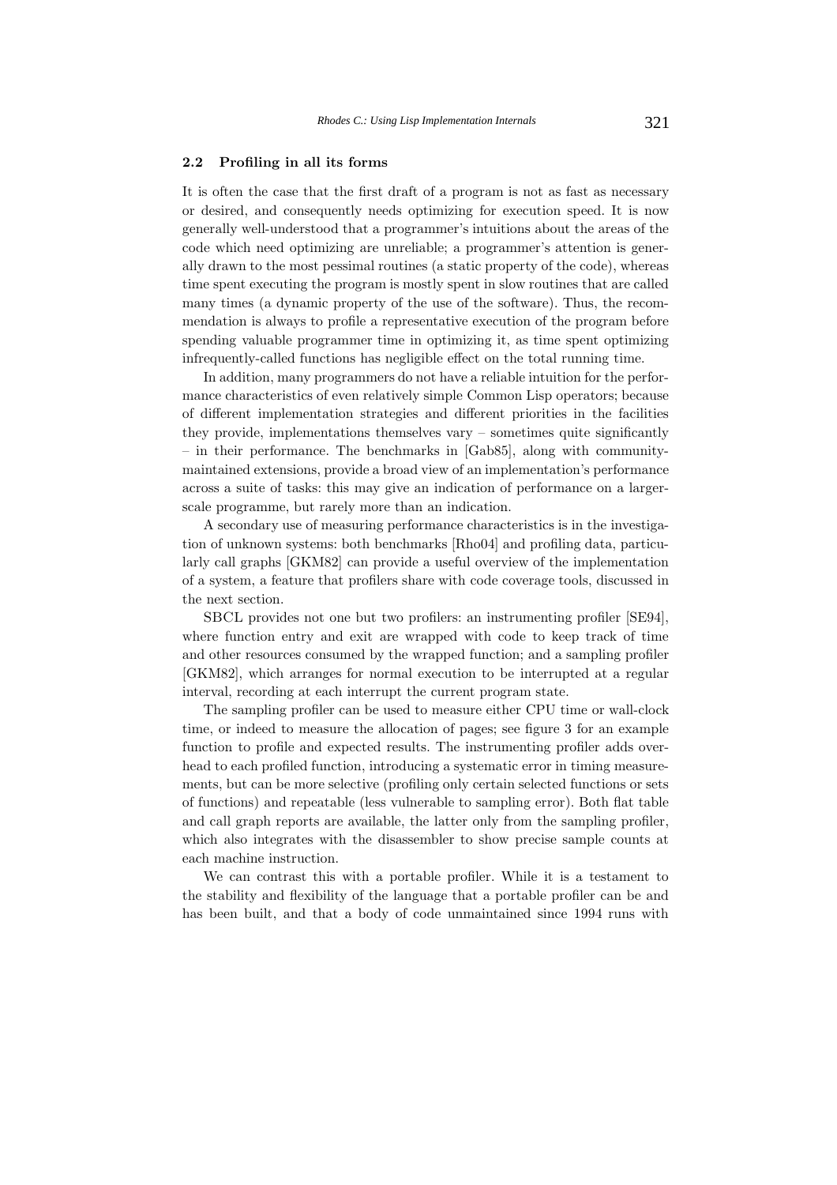### 2.2 Profiling in all its forms

It is often the case that the first draft of a program is not as fast as necessary or desired, and consequently needs optimizing for execution speed. It is now generally well-understood that a programmer's intuitions about the areas of the code which need optimizing are unreliable; a programmer's attention is generally drawn to the most pessimal routines (a static property of the code), whereas time spent executing the program is mostly spent in slow routines that are called many times (a dynamic property of the use of the software). Thus, the recommendation is always to profile a representative execution of the program before spending valuable programmer time in optimizing it, as time spent optimizing infrequently-called functions has negligible effect on the total running time.

In addition, many programmers do not have a reliable intuition for the performance characteristics of even relatively simple Common Lisp operators; because of different implementation strategies and different priorities in the facilities they provide, implementations themselves vary – sometimes quite significantly – in their performance. The benchmarks in [Gab85], along with community-maintained extensions, provide a broad view of an implementation's performance across a suite of tasks: this may give an indication of performance on a larger-scale programme, but rarely more than an indication.

A secondary use of measuring performance characteristics is in the investigation of unknown systems: both benchmarks [Rho04] and profiling data, particularly call graphs [GKM82] can provide a useful overview of the implementation of a system, a feature that profilers share with code coverage tools, discussed in the next section.

SBCL provides not one but two profilers: an instrumenting profiler [SE94], where function entry and exit are wrapped with code to keep track of time and other resources consumed by the wrapped function; and a sampling profiler [GKM82], which arranges for normal execution to be interrupted at a regular interval, recording at each interrupt the current program state.

The sampling profiler can be used to measure either CPU time or wall-clock time, or indeed to measure the allocation of pages; see figure 3 for an example function to profile and expected results. The instrumenting profiler adds overhead to each profiled function, introducing a systematic error in timing measurements, but can be more selective (profiling only certain selected functions or sets of functions) and repeatable (less vulnerable to sampling error). Both flat table and call graph reports are available, the latter only from the sampling profiler, which also integrates with the disassembler to show precise sample counts at each machine instruction.

We can contrast this with a portable profiler. While it is a testament to the stability and flexibility of the language that a portable profiler can be and has been built, and that a body of code unmaintained since 1994 runs with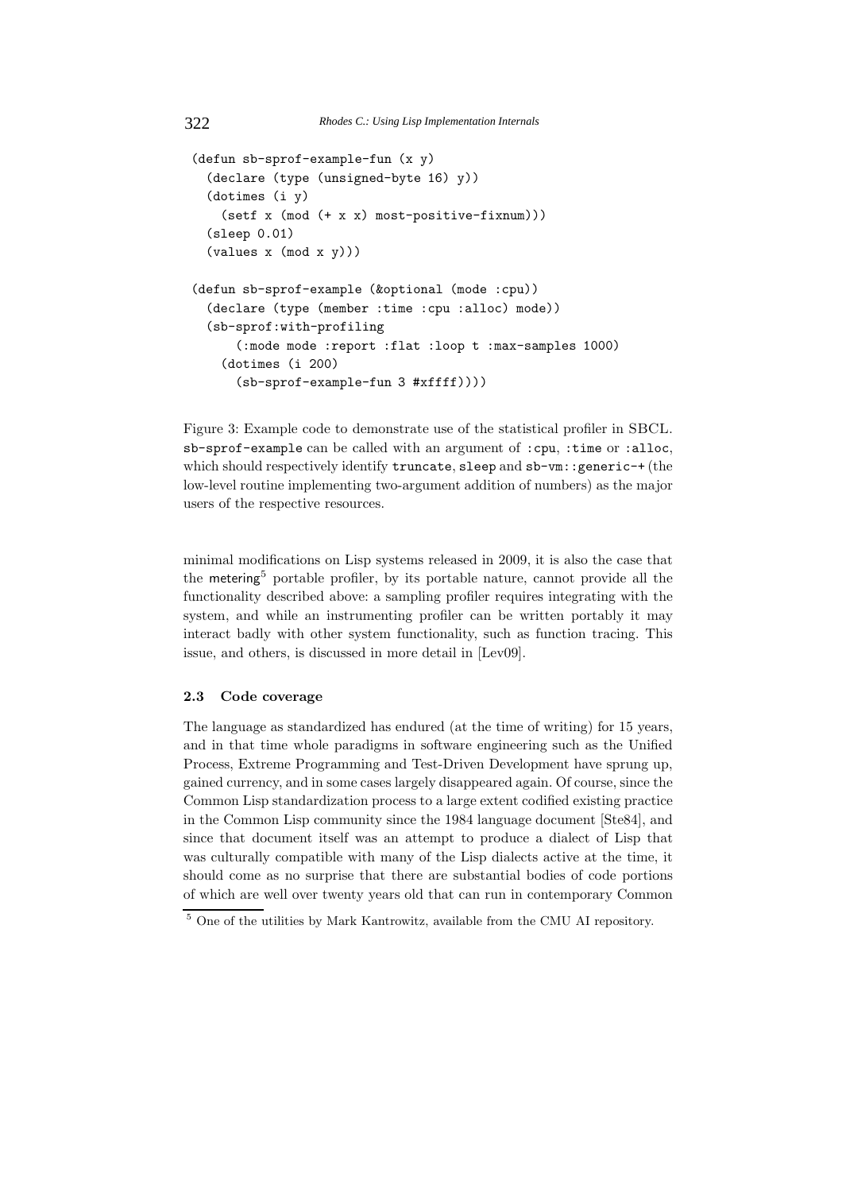```
(defun sb-sprof-example-fun (x y)
  (declare (type (unsigned-byte 16) y))
  (dotimes (i y)
    (setf x (mod (+ x x) most-positive-fixnum)))
  (sleep 0.01)
  (values x (mod x y)))

(defun sb-sprof-example (&optional (mode :cpu))
  (declare (type (member :time :cpu :alloc) mode))
  (sb-sprof:with-profiling
      (:mode mode :report :flat :loop t :max-samples 1000)
    (dotimes (i 200)
      (sb-sprof-example-fun 3 #xffff))))
```

Figure 3: Example code to demonstrate use of the statistical profiler in SBCL. `sb-sprof-example` can be called with an argument of `:cpu`, `:time` or `:alloc`, which should respectively identify `truncate`, `sleep` and `sb-vm::generic-+` (the low-level routine implementing two-argument addition of numbers) as the major users of the respective resources.

minimal modifications on Lisp systems released in 2009, it is also the case that the metering[5] portable profiler, by its portable nature, cannot provide all the functionality described above: a sampling profiler requires integrating with the system, and while an instrumenting profiler can be written portably it may interact badly with other system functionality, such as function tracing. This issue, and others, is discussed in more detail in [Lev09].

### 2.3 Code coverage

The language as standardized has endured (at the time of writing) for 15 years, and in that time whole paradigms in software engineering such as the Unified Process, Extreme Programming and Test-Driven Development have sprung up, gained currency, and in some cases largely disappeared again. Of course, since the Common Lisp standardization process to a large extent codified existing practice in the Common Lisp community since the 1984 language document [Ste84], and since that document itself was an attempt to produce a dialect of Lisp that was culturally compatible with many of the Lisp dialects active at the time, it should come as no surprise that there are substantial bodies of code portions of which are well over twenty years old that can run in contemporary Common

[5] One of the utilities by Mark Kantrowitz, available from the CMU AI repository.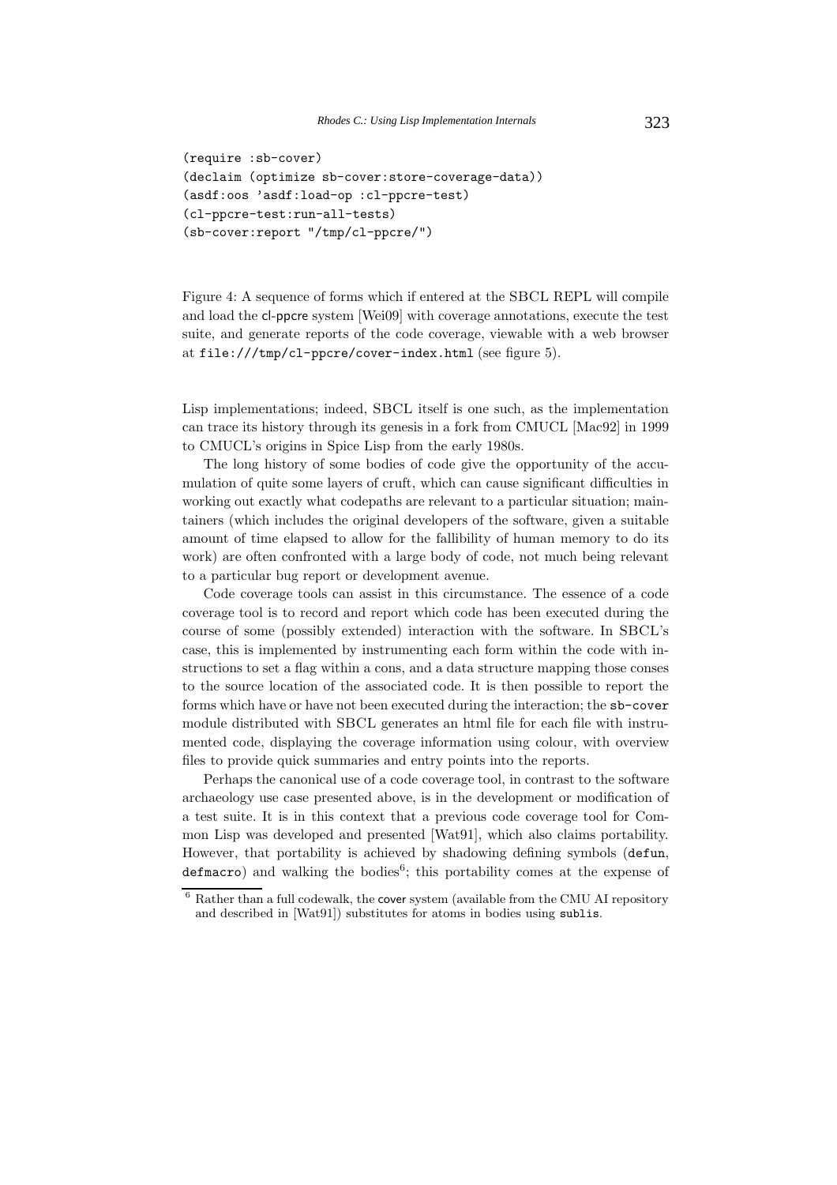```
(require :sb-cover)
(declaim (optimize sb-cover:store-coverage-data))
(asdf:oos 'asdf:load-op :cl-ppcre-test)
(cl-ppcre-test:run-all-tests)
(sb-cover:report "/tmp/cl-ppcre/")
```

Figure 4: A sequence of forms which if entered at the SBCL REPL will compile and load the cl-ppcre system [Wei09] with coverage annotations, execute the test suite, and generate reports of the code coverage, viewable with a web browser at `file:///tmp/cl-ppcre/cover-index.html` (see figure 5).

Lisp implementations; indeed, SBCL itself is one such, as the implementation can trace its history through its genesis in a fork from CMUCL [Mac92] in 1999 to CMUCL's origins in Spice Lisp from the early 1980s.

The long history of some bodies of code give the opportunity of the accumulation of quite some layers of cruft, which can cause significant difficulties in working out exactly what codepaths are relevant to a particular situation; maintainers (which includes the original developers of the software, given a suitable amount of time elapsed to allow for the fallibility of human memory to do its work) are often confronted with a large body of code, not much being relevant to a particular bug report or development avenue.

Code coverage tools can assist in this circumstance. The essence of a code coverage tool is to record and report which code has been executed during the course of some (possibly extended) interaction with the software. In SBCL's case, this is implemented by instrumenting each form within the code with instructions to set a flag within a cons, and a data structure mapping those conses to the source location of the associated code. It is then possible to report the forms which have or have not been executed during the interaction; the `sb-cover` module distributed with SBCL generates an html file for each file with instrumented code, displaying the coverage information using colour, with overview files to provide quick summaries and entry points into the reports.

Perhaps the canonical use of a code coverage tool, in contrast to the software archaeology use case presented above, is in the development or modification of a test suite. It is in this context that a previous code coverage tool for Common Lisp was developed and presented [Wat91], which also claims portability. However, that portability is achieved by shadowing defining symbols (`defun`, `defmacro`) and walking the bodies[6]; this portability comes at the expense of

[6] Rather than a full codewalk, the cover system (available from the CMU AI repository and described in [Wat91]) substitutes for atoms in bodies using `sublis`.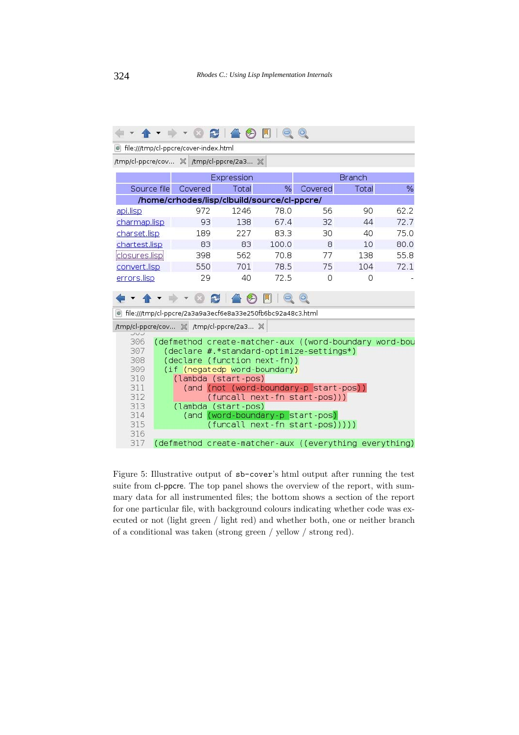file:///tmp/cl-ppcre/cover-index.html

| Source file | Expression | | | Branch | | |
|---|---|---|---|---|---|---|
| | Covered | Total | % | Covered | Total | % |
| /home/crhodes/lisp/clbuild/source/cl-ppcre/ | | | | | | |
| api.lisp | 972 | 1246 | 78.0 | 56 | 90 | 62.2 |
| charmap.lisp | 93 | 138 | 67.4 | 32 | 44 | 72.7 |
| charset.lisp | 189 | 227 | 83.3 | 30 | 40 | 75.0 |
| chartest.lisp | 83 | 83 | 100.0 | 8 | 10 | 80.0 |
| closures.lisp | 398 | 562 | 70.8 | 77 | 138 | 55.8 |
| convert.lisp | 550 | 701 | 78.5 | 75 | 104 | 72.1 |
| errors.lisp | 29 | 40 | 72.5 | 0 | 0 | - |

file:///tmp/cl-ppcre/2a3a9a3ecf6e8a33e250fb6bc92a48c3.html

```
306 (defmethod create-matcher-aux ((word-boundary word-bou
307   (declare #.*standard-optimize-settings*)
308   (declare (function next-fn))
309   (if (negatedp word-boundary)
310     (lambda (start-pos)
311       (and (not (word-boundary-p start-pos))
312            (funcall next-fn start-pos)))
313     (lambda (start-pos)
314       (and (word-boundary-p start-pos)
315            (funcall next-fn start-pos)))))
316
317 (defmethod create-matcher-aux ((everything everything)
```

Figure 5: Illustrative output of sb-cover's html output after running the test suite from cl-ppcre. The top panel shows the overview of the report, with summary data for all instrumented files; the bottom shows a section of the report for one particular file, with background colours indicating whether code was executed or not (light green / light red) and whether both, one or neither branch of a conditional was taken (strong green / yellow / strong red).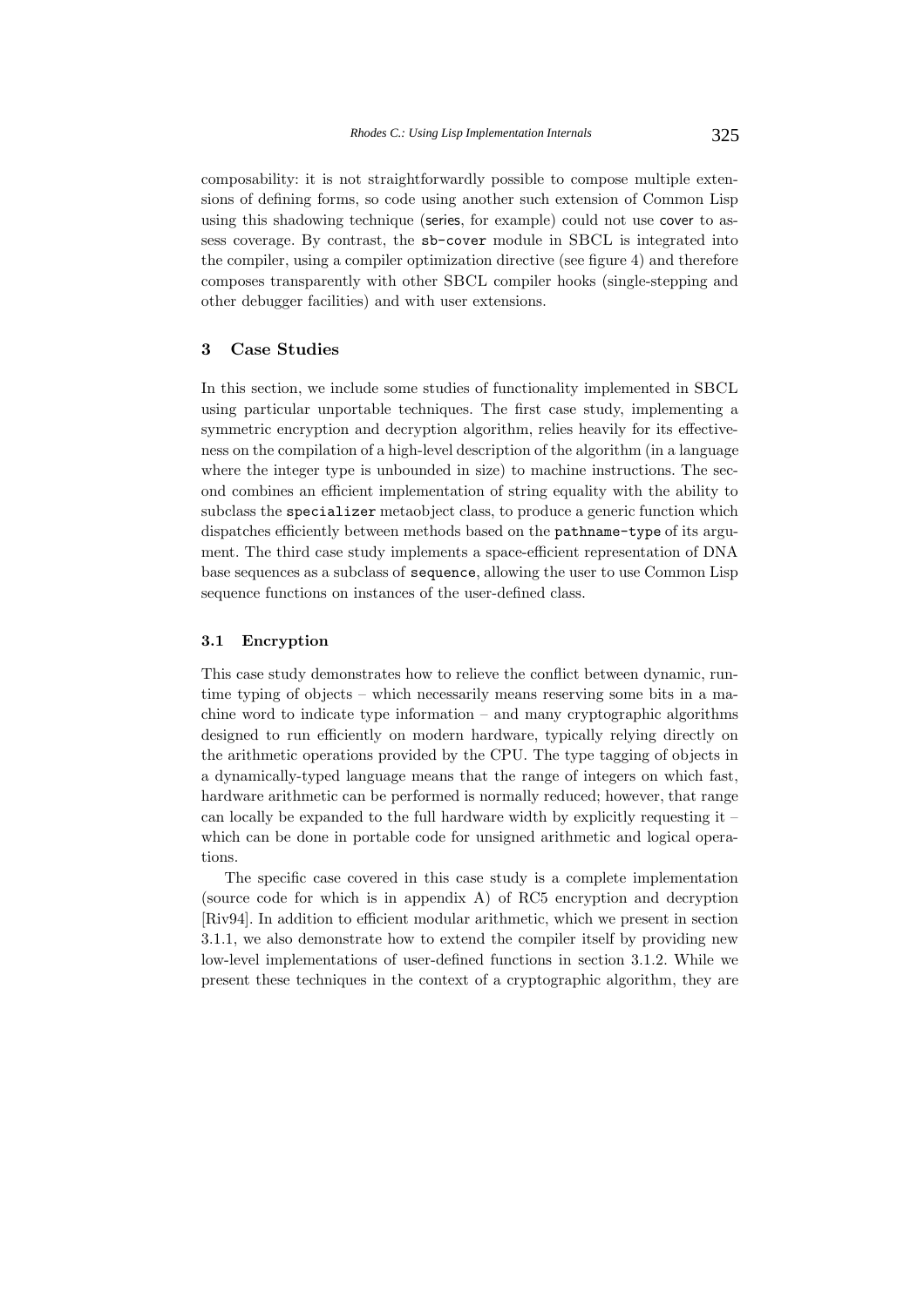composability: it is not straightforwardly possible to compose multiple extensions of defining forms, so code using another such extension of Common Lisp using this shadowing technique (series, for example) could not use cover to assess coverage. By contrast, the `sb-cover` module in SBCL is integrated into the compiler, using a compiler optimization directive (see figure 4) and therefore composes transparently with other SBCL compiler hooks (single-stepping and other debugger facilities) and with user extensions.

## 3 Case Studies

In this section, we include some studies of functionality implemented in SBCL using particular unportable techniques. The first case study, implementing a symmetric encryption and decryption algorithm, relies heavily for its effectiveness on the compilation of a high-level description of the algorithm (in a language where the integer type is unbounded in size) to machine instructions. The second combines an efficient implementation of string equality with the ability to subclass the `specializer` metaobject class, to produce a generic function which dispatches efficiently between methods based on the `pathname-type` of its argument. The third case study implements a space-efficient representation of DNA base sequences as a subclass of `sequence`, allowing the user to use Common Lisp sequence functions on instances of the user-defined class.

### 3.1 Encryption

This case study demonstrates how to relieve the conflict between dynamic, runtime typing of objects – which necessarily means reserving some bits in a machine word to indicate type information – and many cryptographic algorithms designed to run efficiently on modern hardware, typically relying directly on the arithmetic operations provided by the CPU. The type tagging of objects in a dynamically-typed language means that the range of integers on which fast, hardware arithmetic can be performed is normally reduced; however, that range can locally be expanded to the full hardware width by explicitly requesting it – which can be done in portable code for unsigned arithmetic and logical operations.

The specific case covered in this case study is a complete implementation (source code for which is in appendix A) of RC5 encryption and decryption [Riv94]. In addition to efficient modular arithmetic, which we present in section 3.1.1, we also demonstrate how to extend the compiler itself by providing new low-level implementations of user-defined functions in section 3.1.2. While we present these techniques in the context of a cryptographic algorithm, they are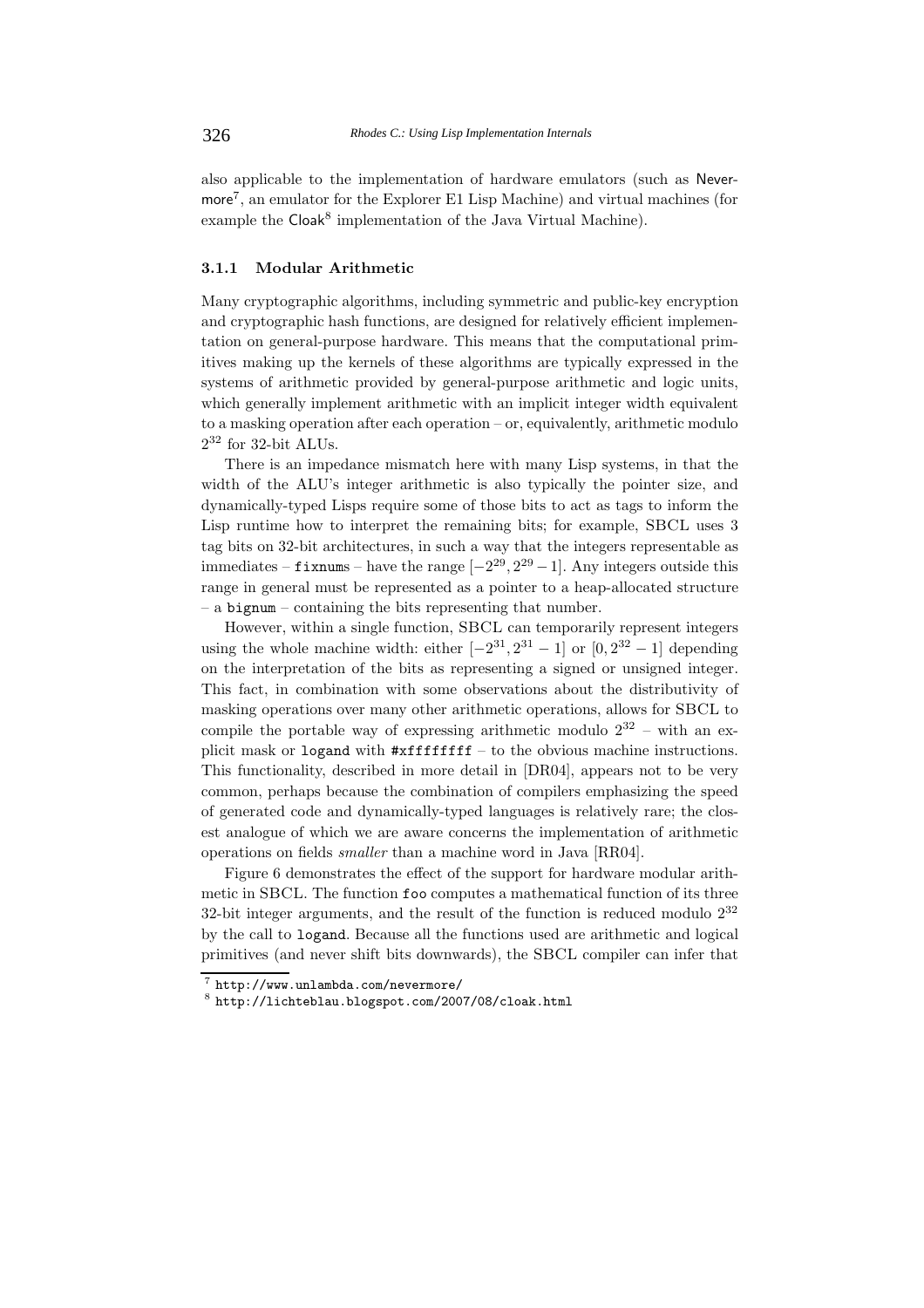also applicable to the implementation of hardware emulators (such as Nevermore[7], an emulator for the Explorer E1 Lisp Machine) and virtual machines (for example the Cloak[8] implementation of the Java Virtual Machine).

#### 3.1.1 Modular Arithmetic

Many cryptographic algorithms, including symmetric and public-key encryption and cryptographic hash functions, are designed for relatively efficient implementation on general-purpose hardware. This means that the computational primitives making up the kernels of these algorithms are typically expressed in the systems of arithmetic provided by general-purpose arithmetic and logic units, which generally implement arithmetic with an implicit integer width equivalent to a masking operation after each operation – or, equivalently, arithmetic modulo $2^{32}$ for 32-bit ALUs.

There is an impedance mismatch here with many Lisp systems, in that the width of the ALU's integer arithmetic is also typically the pointer size, and dynamically-typed Lisps require some of those bits to act as tags to inform the Lisp runtime how to interpret the remaining bits; for example, SBCL uses 3 tag bits on 32-bit architectures, in such a way that the integers representable as immediates – `fixnum`s – have the range $[-2^{29}, 2^{29}-1]$. Any integers outside this range in general must be represented as a pointer to a heap-allocated structure – a `bignum` – containing the bits representing that number.

However, within a single function, SBCL can temporarily represent integers using the whole machine width: either $[-2^{31}, 2^{31}-1]$ or $[0, 2^{32}-1]$ depending on the interpretation of the bits as representing a signed or unsigned integer. This fact, in combination with some observations about the distributivity of masking operations over many other arithmetic operations, allows for SBCL to compile the portable way of expressing arithmetic modulo $2^{32}$ – with an explicit mask or `logand` with `#xffffffff` – to the obvious machine instructions. This functionality, described in more detail in [DR04], appears not to be very common, perhaps because the combination of compilers emphasizing the speed of generated code and dynamically-typed languages is relatively rare; the closest analogue of which we are aware concerns the implementation of arithmetic operations on fields *smaller* than a machine word in Java [RR04].

Figure 6 demonstrates the effect of the support for hardware modular arithmetic in SBCL. The function `foo` computes a mathematical function of its three 32-bit integer arguments, and the result of the function is reduced modulo $2^{32}$ by the call to `logand`. Because all the functions used are arithmetic and logical primitives (and never shift bits downwards), the SBCL compiler can infer that

[7] `http://www.unlambda.com/nevermore/`

[8] `http://lichteblau.blogspot.com/2007/08/cloak.html`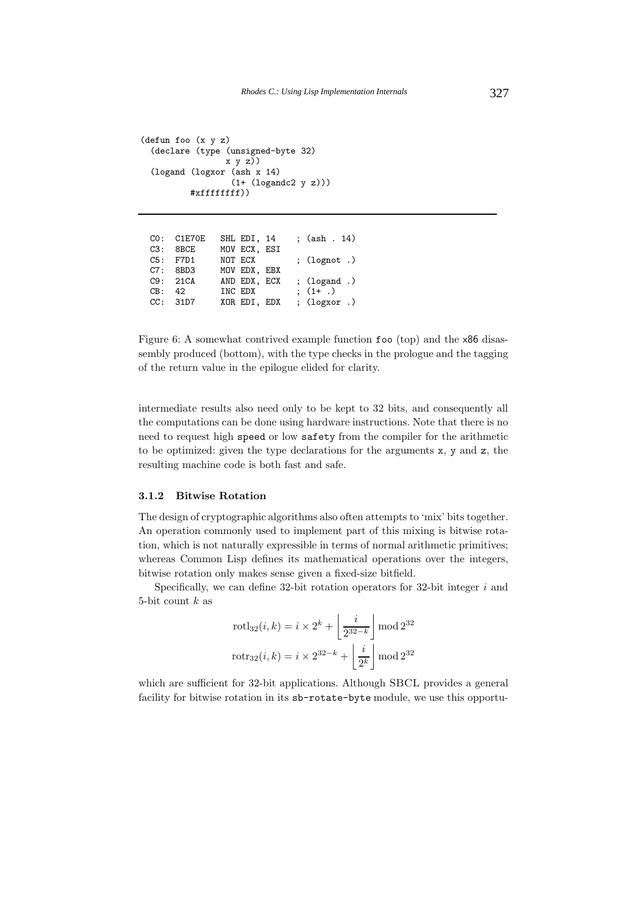```lisp
(defun foo (x y z)
  (declare (type (unsigned-byte 32)
                 x y z))
  (logand (logxor (ash x 14)
                  (1+ (logandc2 y z)))
          #xffffffff))
```

```
  C0:  C1E70E   SHL EDI, 14    ; (ash . 14)
  C3:  8BCE     MOV ECX, ESI
  C5:  F7D1     NOT ECX        ; (lognot .)
  C7:  8BD3     MOV EDX, EBX
  C9:  21CA     AND EDX, ECX   ; (logand .)
  CB:  42       INC EDX        ; (1+ .)
  CC:  31D7     XOR EDI, EDX   ; (logxor .)
```

Figure 6: A somewhat contrived example function `foo` (top) and the x86 disassembly produced (bottom), with the type checks in the prologue and the tagging of the return value in the epilogue elided for clarity.

intermediate results also need only to be kept to 32 bits, and consequently all the computations can be done using hardware instructions. Note that there is no need to request high `speed` or low `safety` from the compiler for the arithmetic to be optimized: given the type declarations for the arguments `x`, `y` and `z`, the resulting machine code is both fast and safe.

### 3.1.2 Bitwise Rotation

The design of cryptographic algorithms also often attempts to 'mix' bits together. An operation commonly used to implement part of this mixing is bitwise rotation, which is not naturally expressible in terms of normal arithmetic primitives; whereas Common Lisp defines its mathematical operations over the integers, bitwise rotation only makes sense given a fixed-size bitfield.

Specifically, we can define 32-bit rotation operators for 32-bit integer $i$ and 5-bit count $k$ as

$$\mathrm{rotl}_{32}(i,k) = i \times 2^k + \left\lfloor \frac{i}{2^{32-k}} \right\rfloor \bmod 2^{32}$$

$$\mathrm{rotr}_{32}(i,k) = i \times 2^{32-k} + \left\lfloor \frac{i}{2^{k}} \right\rfloor \bmod 2^{32}$$

which are sufficient for 32-bit applications. Although SBCL provides a general facility for bitwise rotation in its `sb-rotate-byte` module, we use this opportu-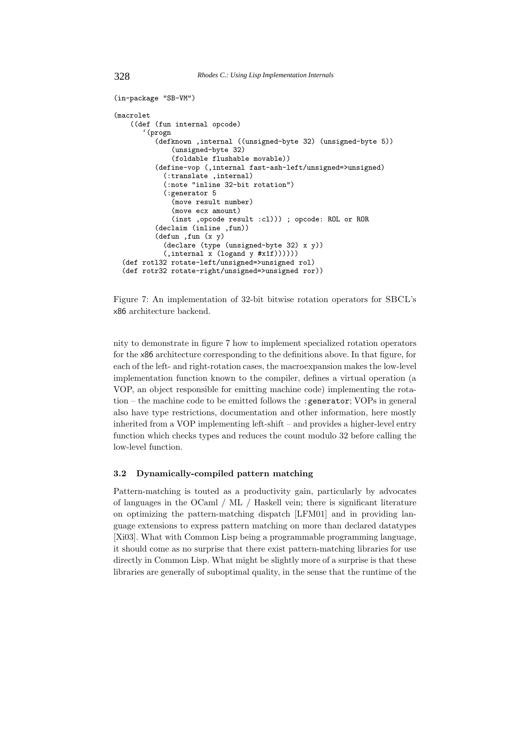```
(in-package "SB-VM")

(macrolet
    ((def (fun internal opcode)
       `(progn
          (defknown ,internal ((unsigned-byte 32) (unsigned-byte 5))
              (unsigned-byte 32)
              (foldable flushable movable))
          (define-vop (,internal fast-ash-left/unsigned=>unsigned)
            (:translate ,internal)
            (:note "inline 32-bit rotation")
            (:generator 5
              (move result number)
              (move ecx amount)
              (inst ,opcode result :cl))) ; opcode: ROL or ROR
          (declaim (inline ,fun))
          (defun ,fun (x y)
            (declare (type (unsigned-byte 32) x y))
            (,internal x (logand y #x1f))))))
  (def rotl32 rotate-left/unsigned=>unsigned rol)
  (def rotr32 rotate-right/unsigned=>unsigned ror))
```

Figure 7: An implementation of 32-bit bitwise rotation operators for SBCL's x86 architecture backend.

nity to demonstrate in figure 7 how to implement specialized rotation operators for the x86 architecture corresponding to the definitions above. In that figure, for each of the left- and right-rotation cases, the macroexpansion makes the low-level implementation function known to the compiler, defines a virtual operation (a VOP, an object responsible for emitting machine code) implementing the rotation – the machine code to be emitted follows the `:generator`; VOPs in general also have type restrictions, documentation and other information, here mostly inherited from a VOP implementing left-shift – and provides a higher-level entry function which checks types and reduces the count modulo 32 before calling the low-level function.

### 3.2 Dynamically-compiled pattern matching

Pattern-matching is touted as a productivity gain, particularly by advocates of languages in the OCaml / ML / Haskell vein; there is significant literature on optimizing the pattern-matching dispatch [LFM01] and in providing language extensions to express pattern matching on more than declared datatypes [Xi03]. What with Common Lisp being a programmable programming language, it should come as no surprise that there exist pattern-matching libraries for use directly in Common Lisp. What might be slightly more of a surprise is that these libraries are generally of suboptimal quality, in the sense that the runtime of the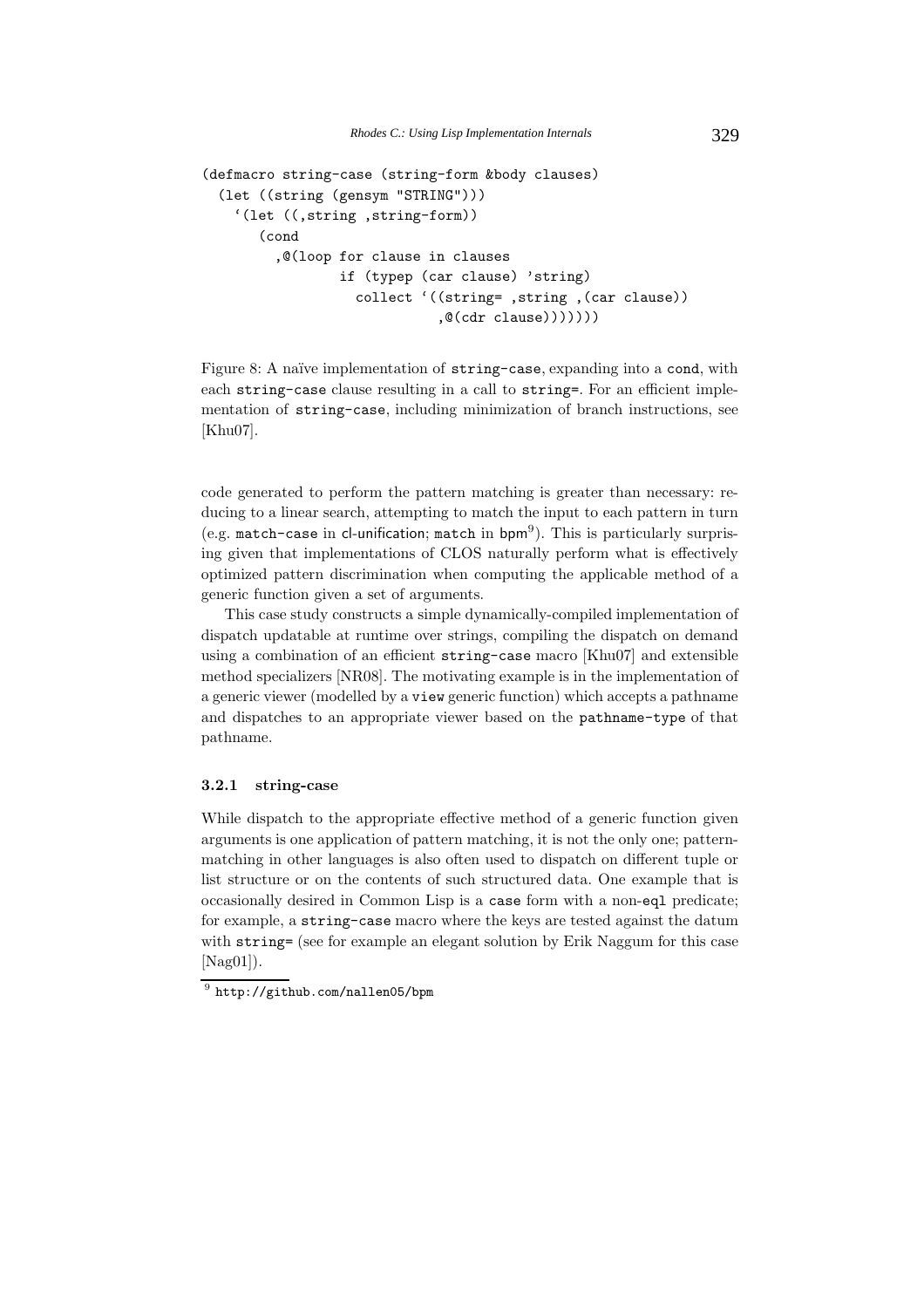```
(defmacro string-case (string-form &body clauses)
  (let ((string (gensym "STRING")))
    `(let ((,string ,string-form))
       (cond
         ,@(loop for clause in clauses
                 if (typep (car clause) 'string)
                   collect `((string= ,string ,(car clause))
                             ,@(cdr clause)))))))
```

Figure 8: A naïve implementation of string-case, expanding into a cond, with each string-case clause resulting in a call to string=. For an efficient implementation of string-case, including minimization of branch instructions, see [Khu07].

code generated to perform the pattern matching is greater than necessary: reducing to a linear search, attempting to match the input to each pattern in turn (e.g. match-case in cl-unification; match in bpm[9]). This is particularly surprising given that implementations of CLOS naturally perform what is effectively optimized pattern discrimination when computing the applicable method of a generic function given a set of arguments.

This case study constructs a simple dynamically-compiled implementation of dispatch updatable at runtime over strings, compiling the dispatch on demand using a combination of an efficient string-case macro [Khu07] and extensible method specializers [NR08]. The motivating example is in the implementation of a generic viewer (modelled by a view generic function) which accepts a pathname and dispatches to an appropriate viewer based on the pathname-type of that pathname.

### 3.2.1 string-case

While dispatch to the appropriate effective method of a generic function given arguments is one application of pattern matching, it is not the only one; pattern-matching in other languages is also often used to dispatch on different tuple or list structure or on the contents of such structured data. One example that is occasionally desired in Common Lisp is a case form with a non-eql predicate; for example, a string-case macro where the keys are tested against the datum with string= (see for example an elegant solution by Erik Naggum for this case [Nag01]).

[9] http://github.com/nallen05/bpm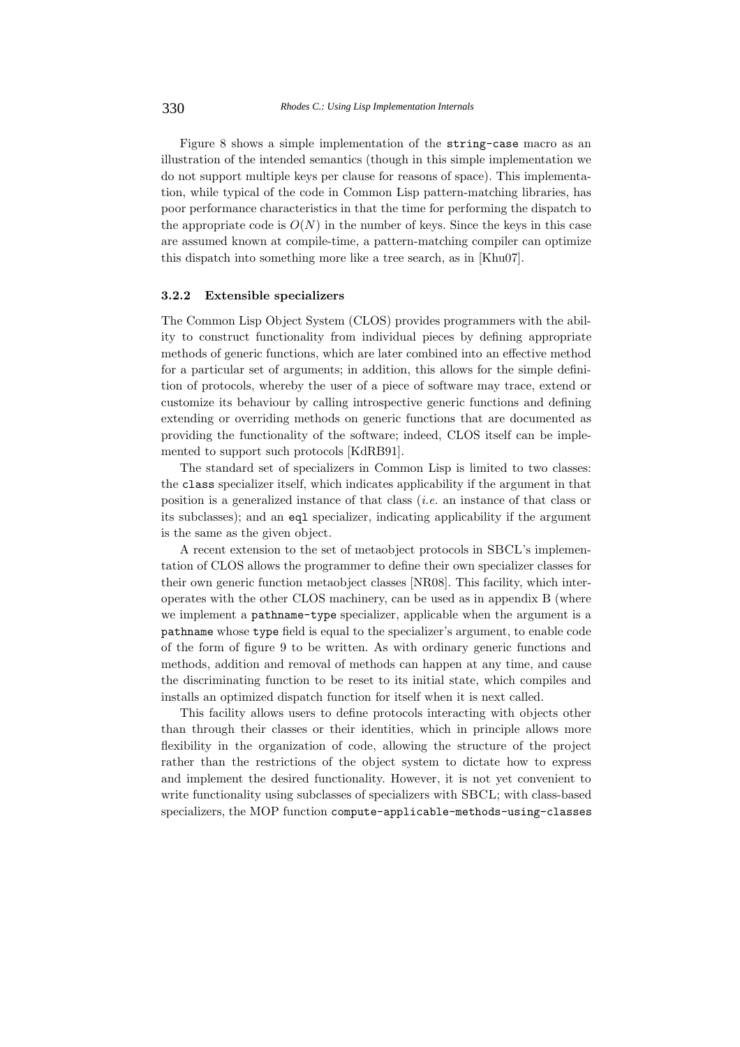Figure 8 shows a simple implementation of the `string-case` macro as an illustration of the intended semantics (though in this simple implementation we do not support multiple keys per clause for reasons of space). This implementation, while typical of the code in Common Lisp pattern-matching libraries, has poor performance characteristics in that the time for performing the dispatch to the appropriate code is $O(N)$ in the number of keys. Since the keys in this case are assumed known at compile-time, a pattern-matching compiler can optimize this dispatch into something more like a tree search, as in [Khu07].

#### 3.2.2 Extensible specializers

The Common Lisp Object System (CLOS) provides programmers with the ability to construct functionality from individual pieces by defining appropriate methods of generic functions, which are later combined into an effective method for a particular set of arguments; in addition, this allows for the simple definition of protocols, whereby the user of a piece of software may trace, extend or customize its behaviour by calling introspective generic functions and defining extending or overriding methods on generic functions that are documented as providing the functionality of the software; indeed, CLOS itself can be implemented to support such protocols [KdRB91].

The standard set of specializers in Common Lisp is limited to two classes: the `class` specializer itself, which indicates applicability if the argument in that position is a generalized instance of that class (*i.e.* an instance of that class or its subclasses); and an `eql` specializer, indicating applicability if the argument is the same as the given object.

A recent extension to the set of metaobject protocols in SBCL's implementation of CLOS allows the programmer to define their own specializer classes for their own generic function metaobject classes [NR08]. This facility, which interoperates with the other CLOS machinery, can be used as in appendix B (where we implement a `pathname-type` specializer, applicable when the argument is a `pathname` whose `type` field is equal to the specializer's argument, to enable code of the form of figure 9 to be written. As with ordinary generic functions and methods, addition and removal of methods can happen at any time, and cause the discriminating function to be reset to its initial state, which compiles and installs an optimized dispatch function for itself when it is next called.

This facility allows users to define protocols interacting with objects other than through their classes or their identities, which in principle allows more flexibility in the organization of code, allowing the structure of the project rather than the restrictions of the object system to dictate how to express and implement the desired functionality. However, it is not yet convenient to write functionality using subclasses of specializers with SBCL; with class-based specializers, the MOP function `compute-applicable-methods-using-classes`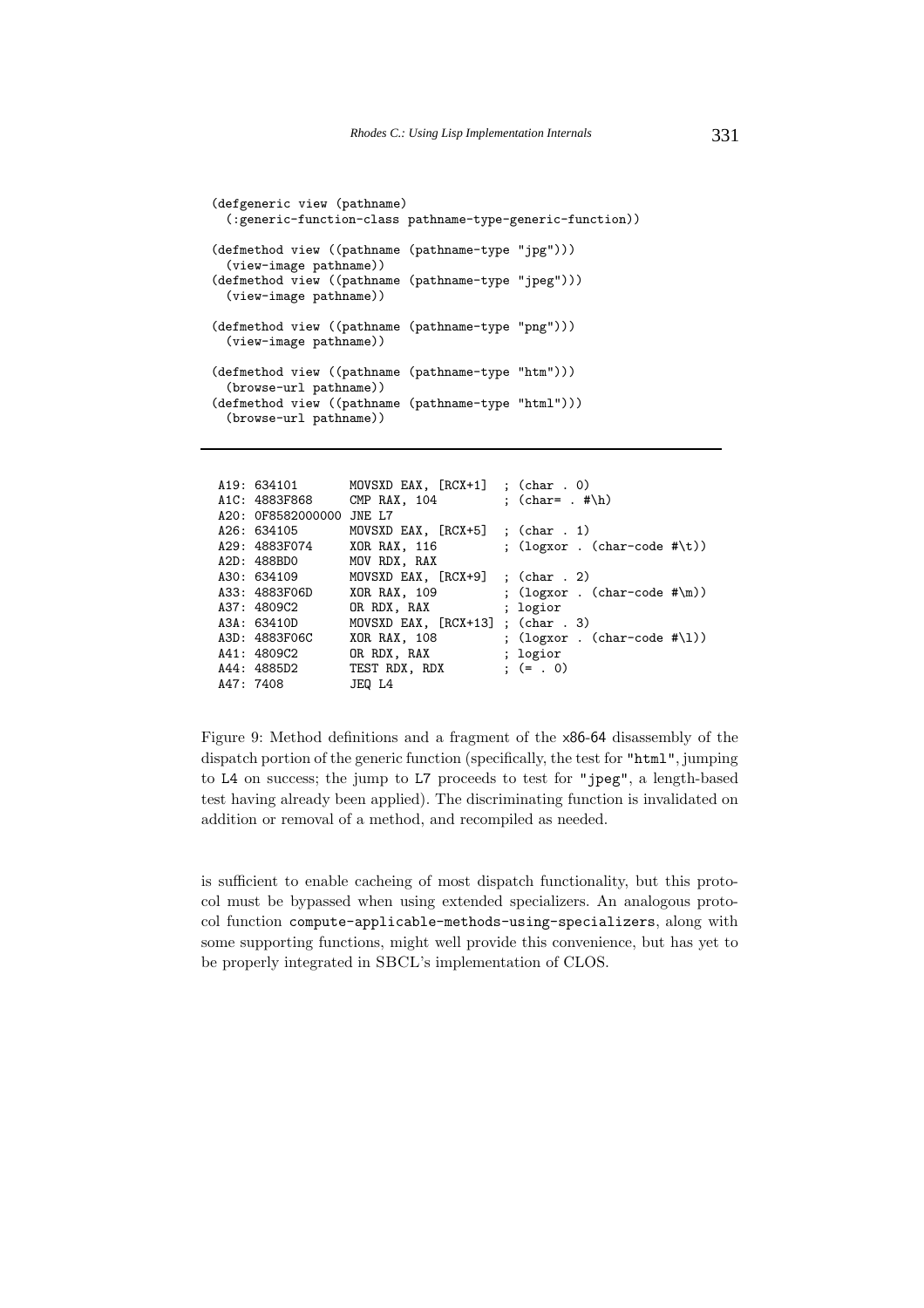```lisp
(defgeneric view (pathname)
  (:generic-function-class pathname-type-generic-function))

(defmethod view ((pathname (pathname-type "jpg")))
  (view-image pathname))
(defmethod view ((pathname (pathname-type "jpeg")))
  (view-image pathname))

(defmethod view ((pathname (pathname-type "png")))
  (view-image pathname))

(defmethod view ((pathname (pathname-type "htm")))
  (browse-url pathname))
(defmethod view ((pathname (pathname-type "html")))
  (browse-url pathname))
```

---

```
A19: 634101         MOVSXD EAX, [RCX+1]  ; (char . 0)
A1C: 4883F868       CMP RAX, 104         ; (char= . #\h)
A20: 0F8582000000   JNE L7
A26: 634105         MOVSXD EAX, [RCX+5]  ; (char . 1)
A29: 4883F074       XOR RAX, 116         ; (logxor . (char-code #\t))
A2D: 488BD0         MOV RDX, RAX
A30: 634109         MOVSXD EAX, [RCX+9]  ; (char . 2)
A33: 4883F06D       XOR RAX, 109         ; (logxor . (char-code #\m))
A37: 4809C2         OR RDX, RAX          ; logior
A3A: 63410D         MOVSXD EAX, [RCX+13] ; (char . 3)
A3D: 4883F06C       XOR RAX, 108         ; (logxor . (char-code #\l))
A41: 4809C2         OR RDX, RAX          ; logior
A44: 4885D2         TEST RDX, RDX        ; (= . 0)
A47: 7408           JEQ L4
```

Figure 9: Method definitions and a fragment of the x86-64 disassembly of the dispatch portion of the generic function (specifically, the test for "html", jumping to L4 on success; the jump to L7 proceeds to test for "jpeg", a length-based test having already been applied). The discriminating function is invalidated on addition or removal of a method, and recompiled as needed.

is sufficient to enable cacheing of most dispatch functionality, but this protocol must be bypassed when using extended specializers. An analogous protocol function `compute-applicable-methods-using-specializers`, along with some supporting functions, might well provide this convenience, but has yet to be properly integrated in SBCL's implementation of CLOS.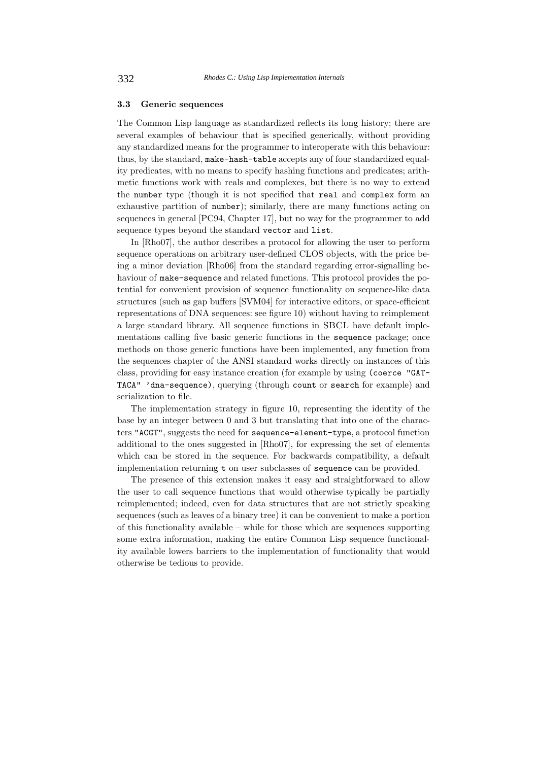### 3.3 Generic sequences

The Common Lisp language as standardized reflects its long history; there are several examples of behaviour that is specified generically, without providing any standardized means for the programmer to interoperate with this behaviour: thus, by the standard, `make-hash-table` accepts any of four standardized equality predicates, with no means to specify hashing functions and predicates; arithmetic functions work with reals and complexes, but there is no way to extend the `number` type (though it is not specified that `real` and `complex` form an exhaustive partition of `number`); similarly, there are many functions acting on sequences in general [PC94, Chapter 17], but no way for the programmer to add sequence types beyond the standard `vector` and `list`.

In [Rho07], the author describes a protocol for allowing the user to perform sequence operations on arbitrary user-defined CLOS objects, with the price being a minor deviation [Rho06] from the standard regarding error-signalling behaviour of `make-sequence` and related functions. This protocol provides the potential for convenient provision of sequence functionality on sequence-like data structures (such as gap buffers [SVM04] for interactive editors, or space-efficient representations of DNA sequences: see figure 10) without having to reimplement a large standard library. All sequence functions in SBCL have default implementations calling five basic generic functions in the `sequence` package; once methods on those generic functions have been implemented, any function from the sequences chapter of the ANSI standard works directly on instances of this class, providing for easy instance creation (for example by using `(coerce "GATTACA" 'dna-sequence)`, querying (through `count` or `search` for example) and serialization to file.

The implementation strategy in figure 10, representing the identity of the base by an integer between 0 and 3 but translating that into one of the characters `"ACGT"`, suggests the need for `sequence-element-type`, a protocol function additional to the ones suggested in [Rho07], for expressing the set of elements which can be stored in the sequence. For backwards compatibility, a default implementation returning `t` on user subclasses of `sequence` can be provided.

The presence of this extension makes it easy and straightforward to allow the user to call sequence functions that would otherwise typically be partially reimplemented; indeed, even for data structures that are not strictly speaking sequences (such as leaves of a binary tree) it can be convenient to make a portion of this functionality available – while for those which are sequences supporting some extra information, making the entire Common Lisp sequence functionality available lowers barriers to the implementation of functionality that would otherwise be tedious to provide.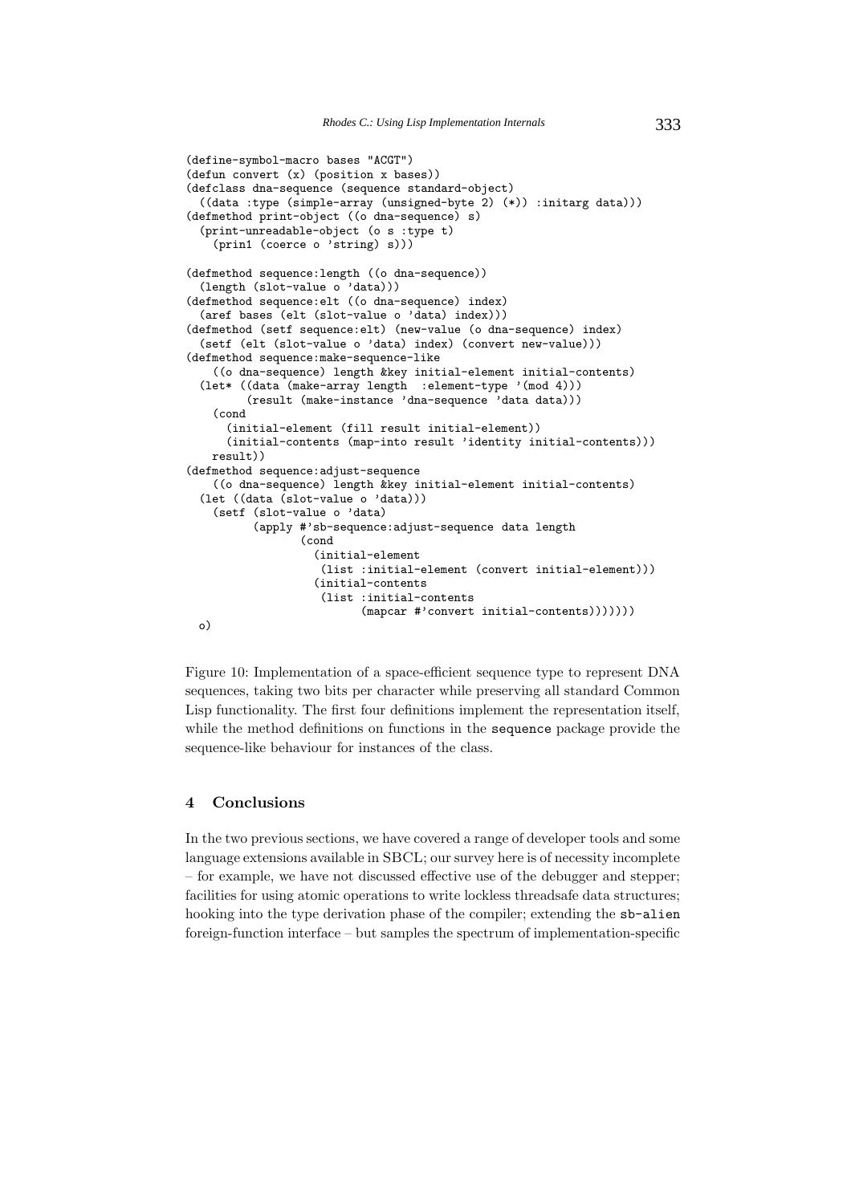```
(define-symbol-macro bases "ACGT")
(defun convert (x) (position x bases))
(defclass dna-sequence (sequence standard-object)
  ((data :type (simple-array (unsigned-byte 2) (*)) :initarg data)))
(defmethod print-object ((o dna-sequence) s)
  (print-unreadable-object (o s :type t)
    (prin1 (coerce o 'string) s)))

(defmethod sequence:length ((o dna-sequence))
  (length (slot-value o 'data)))
(defmethod sequence:elt ((o dna-sequence) index)
  (aref bases (elt (slot-value o 'data) index)))
(defmethod (setf sequence:elt) (new-value (o dna-sequence) index)
  (setf (elt (slot-value o 'data) index) (convert new-value)))
(defmethod sequence:make-sequence-like
    ((o dna-sequence) length &key initial-element initial-contents)
  (let* ((data (make-array length  :element-type '(mod 4)))
         (result (make-instance 'dna-sequence 'data data)))
    (cond
      (initial-element (fill result initial-element))
      (initial-contents (map-into result 'identity initial-contents)))
    result))
(defmethod sequence:adjust-sequence
    ((o dna-sequence) length &key initial-element initial-contents)
  (let ((data (slot-value o 'data)))
    (setf (slot-value o 'data)
          (apply #'sb-sequence:adjust-sequence data length
                 (cond
                   (initial-element
                    (list :initial-element (convert initial-element)))
                   (initial-contents
                    (list :initial-contents
                          (mapcar #'convert initial-contents)))))))
  o)
```

Figure 10: Implementation of a space-efficient sequence type to represent DNA sequences, taking two bits per character while preserving all standard Common Lisp functionality. The first four definitions implement the representation itself, while the method definitions on functions in the `sequence` package provide the sequence-like behaviour for instances of the class.

## 4 Conclusions

In the two previous sections, we have covered a range of developer tools and some language extensions available in SBCL; our survey here is of necessity incomplete – for example, we have not discussed effective use of the debugger and stepper; facilities for using atomic operations to write lockless threadsafe data structures; hooking into the type derivation phase of the compiler; extending the `sb-alien` foreign-function interface – but samples the spectrum of implementation-specific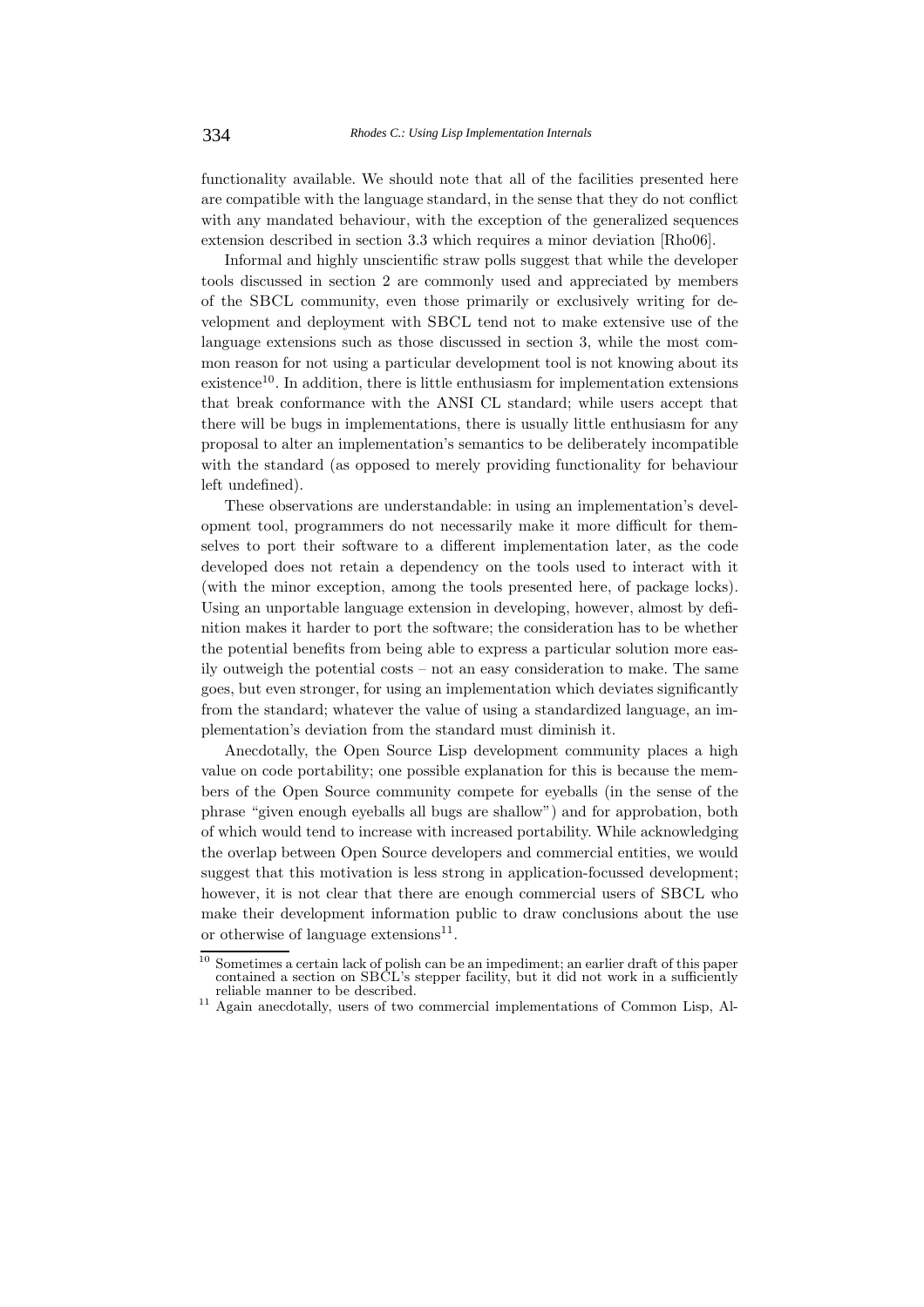functionality available. We should note that all of the facilities presented here are compatible with the language standard, in the sense that they do not conflict with any mandated behaviour, with the exception of the generalized sequences extension described in section 3.3 which requires a minor deviation [Rho06].

Informal and highly unscientific straw polls suggest that while the developer tools discussed in section 2 are commonly used and appreciated by members of the SBCL community, even those primarily or exclusively writing for development and deployment with SBCL tend not to make extensive use of the language extensions such as those discussed in section 3, while the most common reason for not using a particular development tool is not knowing about its existence[10]. In addition, there is little enthusiasm for implementation extensions that break conformance with the ANSI CL standard; while users accept that there will be bugs in implementations, there is usually little enthusiasm for any proposal to alter an implementation's semantics to be deliberately incompatible with the standard (as opposed to merely providing functionality for behaviour left undefined).

These observations are understandable: in using an implementation's development tool, programmers do not necessarily make it more difficult for themselves to port their software to a different implementation later, as the code developed does not retain a dependency on the tools used to interact with it (with the minor exception, among the tools presented here, of package locks). Using an unportable language extension in developing, however, almost by definition makes it harder to port the software; the consideration has to be whether the potential benefits from being able to express a particular solution more easily outweigh the potential costs – not an easy consideration to make. The same goes, but even stronger, for using an implementation which deviates significantly from the standard; whatever the value of using a standardized language, an implementation's deviation from the standard must diminish it.

Anecdotally, the Open Source Lisp development community places a high value on code portability; one possible explanation for this is because the members of the Open Source community compete for eyeballs (in the sense of the phrase "given enough eyeballs all bugs are shallow") and for approbation, both of which would tend to increase with increased portability. While acknowledging the overlap between Open Source developers and commercial entities, we would suggest that this motivation is less strong in application-focussed development; however, it is not clear that there are enough commercial users of SBCL who make their development information public to draw conclusions about the use or otherwise of language extensions[11].

---

[10] Sometimes a certain lack of polish can be an impediment; an earlier draft of this paper contained a section on SBCL's stepper facility, but it did not work in a sufficiently reliable manner to be described.

[11] Again anecdotally, users of two commercial implementations of Common Lisp, Al-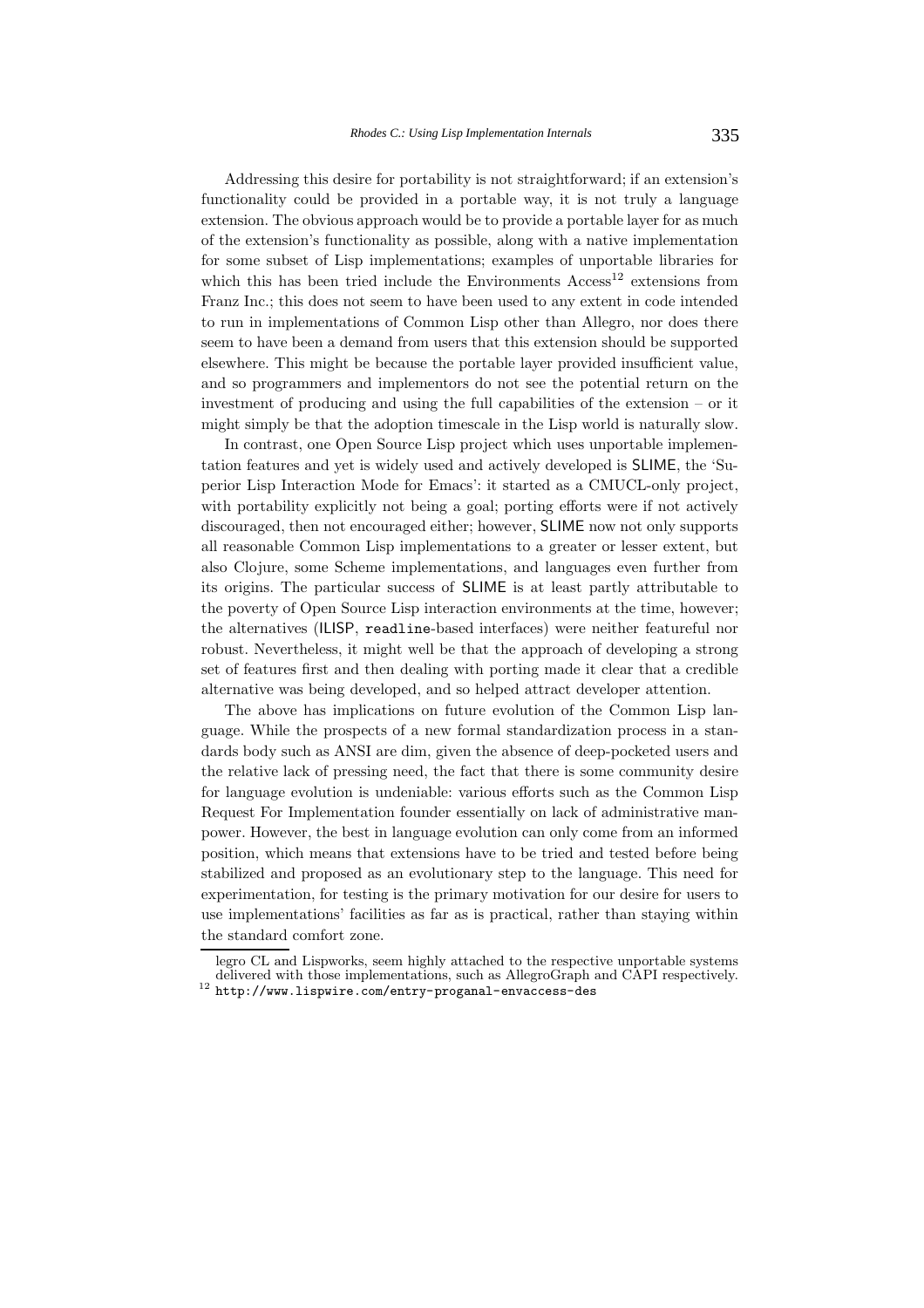Addressing this desire for portability is not straightforward; if an extension's functionality could be provided in a portable way, it is not truly a language extension. The obvious approach would be to provide a portable layer for as much of the extension's functionality as possible, along with a native implementation for some subset of Lisp implementations; examples of unportable libraries for which this has been tried include the Environments Access[12] extensions from Franz Inc.; this does not seem to have been used to any extent in code intended to run in implementations of Common Lisp other than Allegro, nor does there seem to have been a demand from users that this extension should be supported elsewhere. This might be because the portable layer provided insufficient value, and so programmers and implementors do not see the potential return on the investment of producing and using the full capabilities of the extension – or it might simply be that the adoption timescale in the Lisp world is naturally slow.

In contrast, one Open Source Lisp project which uses unportable implementation features and yet is widely used and actively developed is SLIME, the 'Superior Lisp Interaction Mode for Emacs': it started as a CMUCL-only project, with portability explicitly not being a goal; porting efforts were if not actively discouraged, then not encouraged either; however, SLIME now not only supports all reasonable Common Lisp implementations to a greater or lesser extent, but also Clojure, some Scheme implementations, and languages even further from its origins. The particular success of SLIME is at least partly attributable to the poverty of Open Source Lisp interaction environments at the time, however; the alternatives (ILISP, `readline`-based interfaces) were neither featureful nor robust. Nevertheless, it might well be that the approach of developing a strong set of features first and then dealing with porting made it clear that a credible alternative was being developed, and so helped attract developer attention.

The above has implications on future evolution of the Common Lisp language. While the prospects of a new formal standardization process in a standards body such as ANSI are dim, given the absence of deep-pocketed users and the relative lack of pressing need, the fact that there is some community desire for language evolution is undeniable: various efforts such as the Common Lisp Request For Implementation founder essentially on lack of administrative manpower. However, the best in language evolution can only come from an informed position, which means that extensions have to be tried and tested before being stabilized and proposed as an evolutionary step to the language. This need for experimentation, for testing is the primary motivation for our desire for users to use implementations' facilities as far as is practical, rather than staying within the standard comfort zone.

---

legro CL and Lispworks, seem highly attached to the respective unportable systems delivered with those implementations, such as AllegroGraph and CAPI respectively.

[12] `http://www.lispwire.com/entry-proganal-envaccess-des`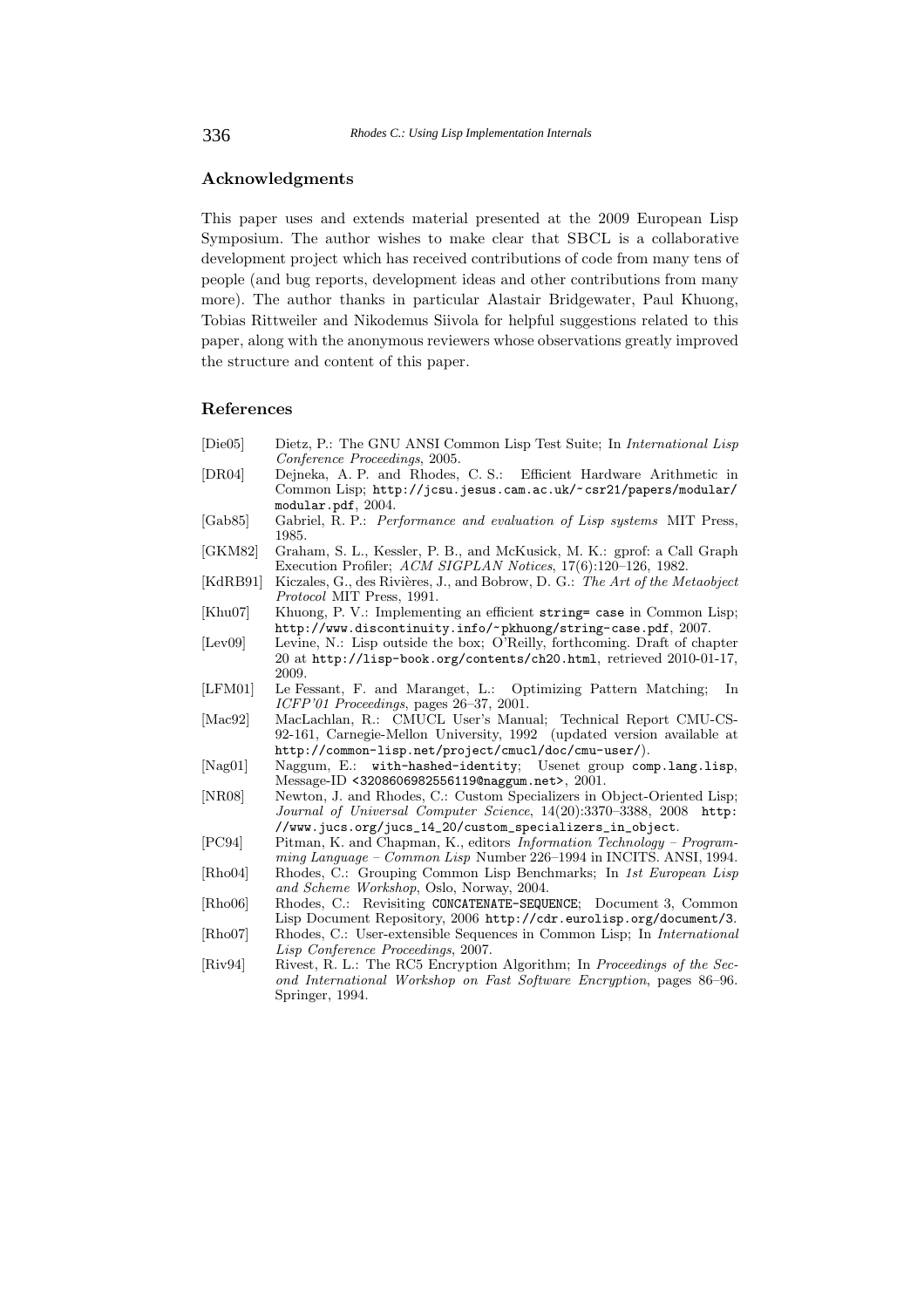## Acknowledgments

This paper uses and extends material presented at the 2009 European Lisp Symposium. The author wishes to make clear that SBCL is a collaborative development project which has received contributions of code from many tens of people (and bug reports, development ideas and other contributions from many more). The author thanks in particular Alastair Bridgewater, Paul Khuong, Tobias Rittweiler and Nikodemus Siivola for helpful suggestions related to this paper, along with the anonymous reviewers whose observations greatly improved the structure and content of this paper.

## References

[Die05] Dietz, P.: The GNU ANSI Common Lisp Test Suite; In *International Lisp Conference Proceedings*, 2005.

[DR04] Dejneka, A. P. and Rhodes, C. S.: Efficient Hardware Arithmetic in Common Lisp; `http://jcsu.jesus.cam.ac.uk/~csr21/papers/modular/modular.pdf`, 2004.

[Gab85] Gabriel, R. P.: *Performance and evaluation of Lisp systems* MIT Press, 1985.

[GKM82] Graham, S. L., Kessler, P. B., and McKusick, M. K.: gprof: a Call Graph Execution Profiler; *ACM SIGPLAN Notices*, 17(6):120–126, 1982.

[KdRB91] Kiczales, G., des Rivières, J., and Bobrow, D. G.: *The Art of the Metaobject Protocol* MIT Press, 1991.

[Khu07] Khuong, P. V.: Implementing an efficient `string= case` in Common Lisp; `http://www.discontinuity.info/~pkhuong/string-case.pdf`, 2007.

[Lev09] Levine, N.: Lisp outside the box; O'Reilly, forthcoming. Draft of chapter 20 at `http://lisp-book.org/contents/ch20.html`, retrieved 2010-01-17, 2009.

[LFM01] Le Fessant, F. and Maranget, L.: Optimizing Pattern Matching; In *ICFP'01 Proceedings*, pages 26–37, 2001.

[Mac92] MacLachlan, R.: CMUCL User's Manual; Technical Report CMU-CS-92-161, Carnegie-Mellon University, 1992 (updated version available at `http://common-lisp.net/project/cmucl/doc/cmu-user/`).

[Nag01] Naggum, E.: `with-hashed-identity`; Usenet group `comp.lang.lisp`, Message-ID `<3208606982556119@naggum.net>`, 2001.

[NR08] Newton, J. and Rhodes, C.: Custom Specializers in Object-Oriented Lisp; *Journal of Universal Computer Science*, 14(20):3370–3388, 2008 `http://www.jucs.org/jucs_14_20/custom_specializers_in_object`.

[PC94] Pitman, K. and Chapman, K., editors *Information Technology – Programming Language – Common Lisp* Number 226–1994 in INCITS. ANSI, 1994.

[Rho04] Rhodes, C.: Grouping Common Lisp Benchmarks; In *1st European Lisp and Scheme Workshop*, Oslo, Norway, 2004.

[Rho06] Rhodes, C.: Revisiting `CONCATENATE-SEQUENCE`; Document 3, Common Lisp Document Repository, 2006 `http://cdr.eurolisp.org/document/3`.

[Rho07] Rhodes, C.: User-extensible Sequences in Common Lisp; In *International Lisp Conference Proceedings*, 2007.

[Riv94] Rivest, R. L.: The RC5 Encryption Algorithm; In *Proceedings of the Second International Workshop on Fast Software Encryption*, pages 86–96. Springer, 1994.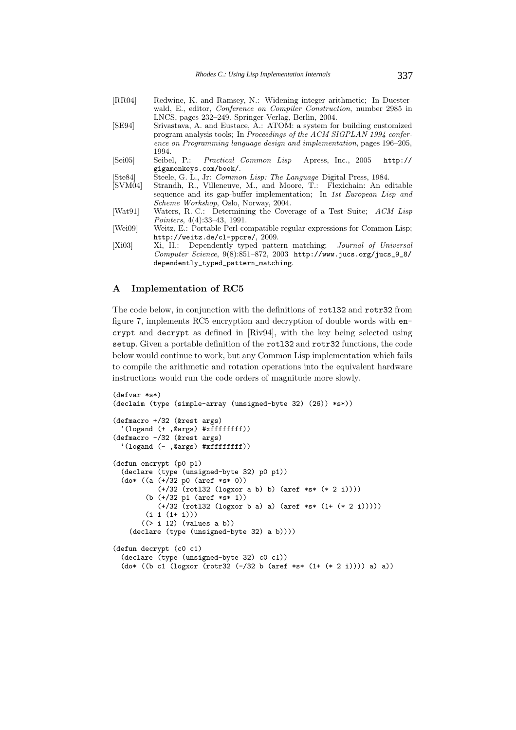[RR04] Redwine, K. and Ramsey, N.: Widening integer arithmetic; In Duesterwald, E., editor, *Conference on Compiler Construction*, number 2985 in LNCS, pages 232–249. Springer-Verlag, Berlin, 2004.

[SE94] Srivastava, A. and Eustace, A.: ATOM: a system for building customized program analysis tools; In *Proceedings of the ACM SIGPLAN 1994 conference on Programming language design and implementation*, pages 196–205, 1994.

[Sei05] Seibel, P.: *Practical Common Lisp* Apress, Inc., 2005 `http://gigamonkeys.com/book/`.

[Ste84] Steele, G. L., Jr: *Common Lisp: The Language* Digital Press, 1984.

[SVM04] Strandh, R., Villeneuve, M., and Moore, T.: Flexichain: An editable sequence and its gap-buffer implementation; In *1st European Lisp and Scheme Workshop*, Oslo, Norway, 2004.

[Wat91] Waters, R. C.: Determining the Coverage of a Test Suite; *ACM Lisp Pointers*, 4(4):33–43, 1991.

[Wei09] Weitz, E.: Portable Perl-compatible regular expressions for Common Lisp; `http://weitz.de/cl-ppcre/`, 2009.

[Xi03] Xi, H.: Dependently typed pattern matching; *Journal of Universal Computer Science*, 9(8):851–872, 2003 `http://www.jucs.org/jucs_9_8/dependently_typed_pattern_matching`.

## A Implementation of RC5

The code below, in conjunction with the definitions of `rotl32` and `rotr32` from figure 7, implements RC5 encryption and decryption of double words with `encrypt` and `decrypt` as defined in [Riv94], with the key being selected using `setup`. Given a portable definition of the `rotl32` and `rotr32` functions, the code below would continue to work, but any Common Lisp implementation which fails to compile the arithmetic and rotation operations into the equivalent hardware instructions would run the code orders of magnitude more slowly.

```
(defvar *s*)
(declaim (type (simple-array (unsigned-byte 32) (26)) *s*))

(defmacro +/32 (&rest args)
  `(logand (+ ,@args) #xffffffff))
(defmacro -/32 (&rest args)
  `(logand (- ,@args) #xffffffff))

(defun encrypt (p0 p1)
  (declare (type (unsigned-byte 32) p0 p1))
  (do* ((a (+/32 p0 (aref *s* 0))
           (+/32 (rotl32 (logxor a b) b) (aref *s* (* 2 i))))
        (b (+/32 p1 (aref *s* 1))
           (+/32 (rotl32 (logxor b a) a) (aref *s* (1+ (* 2 i)))))
        (i 1 (1+ i)))
       ((> i 12) (values a b))
    (declare (type (unsigned-byte 32) a b))))

(defun decrypt (c0 c1)
  (declare (type (unsigned-byte 32) c0 c1))
  (do* ((b c1 (logxor (rotr32 (-/32 b (aref *s* (1+ (* 2 i)))) a) a))
```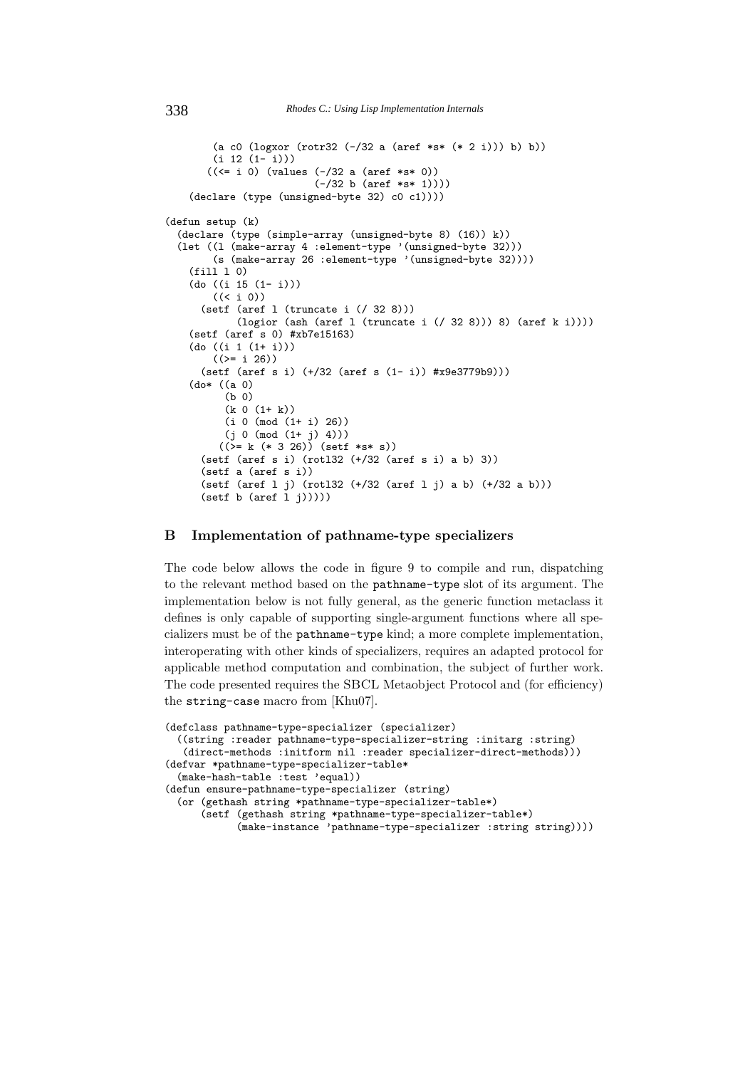```
        (a c0 (logxor (rotr32 (-/32 a (aref *s* (* 2 i))) b) b))
        (i 12 (1- i)))
       ((<= i 0) (values (-/32 a (aref *s* 0))
                         (-/32 b (aref *s* 1))))
    (declare (type (unsigned-byte 32) c0 c1))))

(defun setup (k)
  (declare (type (simple-array (unsigned-byte 8) (16)) k))
  (let ((l (make-array 4 :element-type '(unsigned-byte 32)))
        (s (make-array 26 :element-type '(unsigned-byte 32))))
    (fill l 0)
    (do ((i 15 (1- i)))
        ((< i 0))
      (setf (aref l (truncate i (/ 32 8)))
            (logior (ash (aref l (truncate i (/ 32 8))) 8) (aref k i))))
    (setf (aref s 0) #xb7e15163)
    (do ((i 1 (1+ i)))
        ((>= i 26))
      (setf (aref s i) (+/32 (aref s (1- i)) #x9e3779b9)))
    (do* ((a 0)
          (b 0)
          (k 0 (1+ k))
          (i 0 (mod (1+ i) 26))
          (j 0 (mod (1+ j) 4)))
         ((>= k (* 3 26)) (setf *s* s))
      (setf (aref s i) (rotl32 (+/32 (aref s i) a b) 3))
      (setf a (aref s i))
      (setf (aref l j) (rotl32 (+/32 (aref l j) a b) (+/32 a b)))
      (setf b (aref l j)))))
```

## B Implementation of pathname-type specializers

The code below allows the code in figure 9 to compile and run, dispatching to the relevant method based on the `pathname-type` slot of its argument. The implementation below is not fully general, as the generic function metaclass it defines is only capable of supporting single-argument functions where all specializers must be of the `pathname-type` kind; a more complete implementation, interoperating with other kinds of specializers, requires an adapted protocol for applicable method computation and combination, the subject of further work. The code presented requires the SBCL Metaobject Protocol and (for efficiency) the `string-case` macro from [Khu07].

```
(defclass pathname-type-specializer (specializer)
  ((string :reader pathname-type-specializer-string :initarg :string)
   (direct-methods :initform nil :reader specializer-direct-methods)))
(defvar *pathname-type-specializer-table*
  (make-hash-table :test 'equal))
(defun ensure-pathname-type-specializer (string)
  (or (gethash string *pathname-type-specializer-table*)
      (setf (gethash string *pathname-type-specializer-table*)
            (make-instance 'pathname-type-specializer :string string))))
```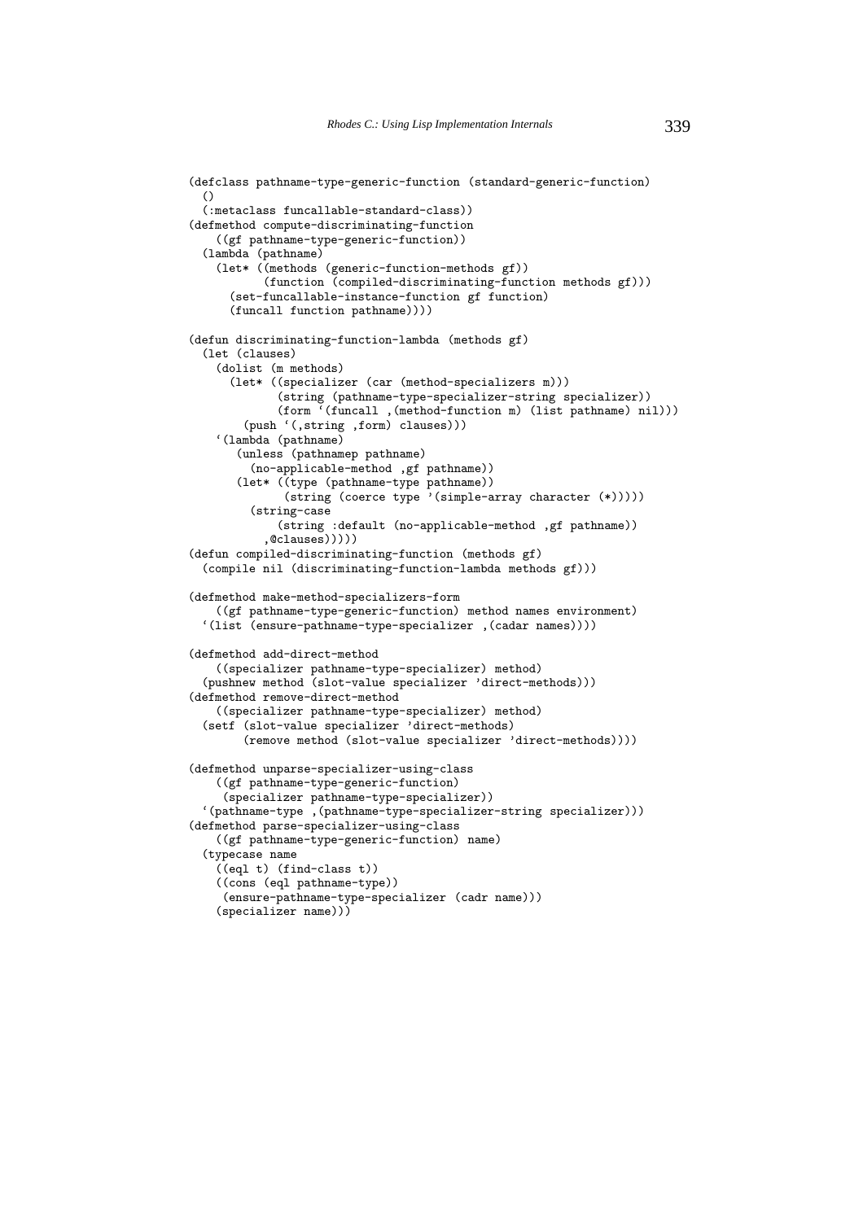```lisp
(defclass pathname-type-generic-function (standard-generic-function)
  ()
  (:metaclass funcallable-standard-class))
(defmethod compute-discriminating-function
    ((gf pathname-type-generic-function))
  (lambda (pathname)
    (let* ((methods (generic-function-methods gf))
           (function (compiled-discriminating-function methods gf)))
      (set-funcallable-instance-function gf function)
      (funcall function pathname))))

(defun discriminating-function-lambda (methods gf)
  (let (clauses)
    (dolist (m methods)
      (let* ((specializer (car (method-specializers m)))
             (string (pathname-type-specializer-string specializer))
             (form `(funcall ,(method-function m) (list pathname) nil)))
        (push `(,string ,form) clauses)))
    `(lambda (pathname)
       (unless (pathnamep pathname)
         (no-applicable-method ,gf pathname))
       (let* ((type (pathname-type pathname))
              (string (coerce type '(simple-array character (*)))))
         (string-case
             (string :default (no-applicable-method ,gf pathname))
           ,@clauses)))))
(defun compiled-discriminating-function (methods gf)
  (compile nil (discriminating-function-lambda methods gf)))

(defmethod make-method-specializers-form
    ((gf pathname-type-generic-function) method names environment)
  `(list (ensure-pathname-type-specializer ,(cadar names))))

(defmethod add-direct-method
    ((specializer pathname-type-specializer) method)
  (pushnew method (slot-value specializer 'direct-methods)))
(defmethod remove-direct-method
    ((specializer pathname-type-specializer) method)
  (setf (slot-value specializer 'direct-methods)
        (remove method (slot-value specializer 'direct-methods))))

(defmethod unparse-specializer-using-class
    ((gf pathname-type-generic-function)
     (specializer pathname-type-specializer))
  `(pathname-type ,(pathname-type-specializer-string specializer)))
(defmethod parse-specializer-using-class
    ((gf pathname-type-generic-function) name)
  (typecase name
    ((eql t) (find-class t))
    ((cons (eql pathname-type))
     (ensure-pathname-type-specializer (cadr name)))
    (specializer name)))
```